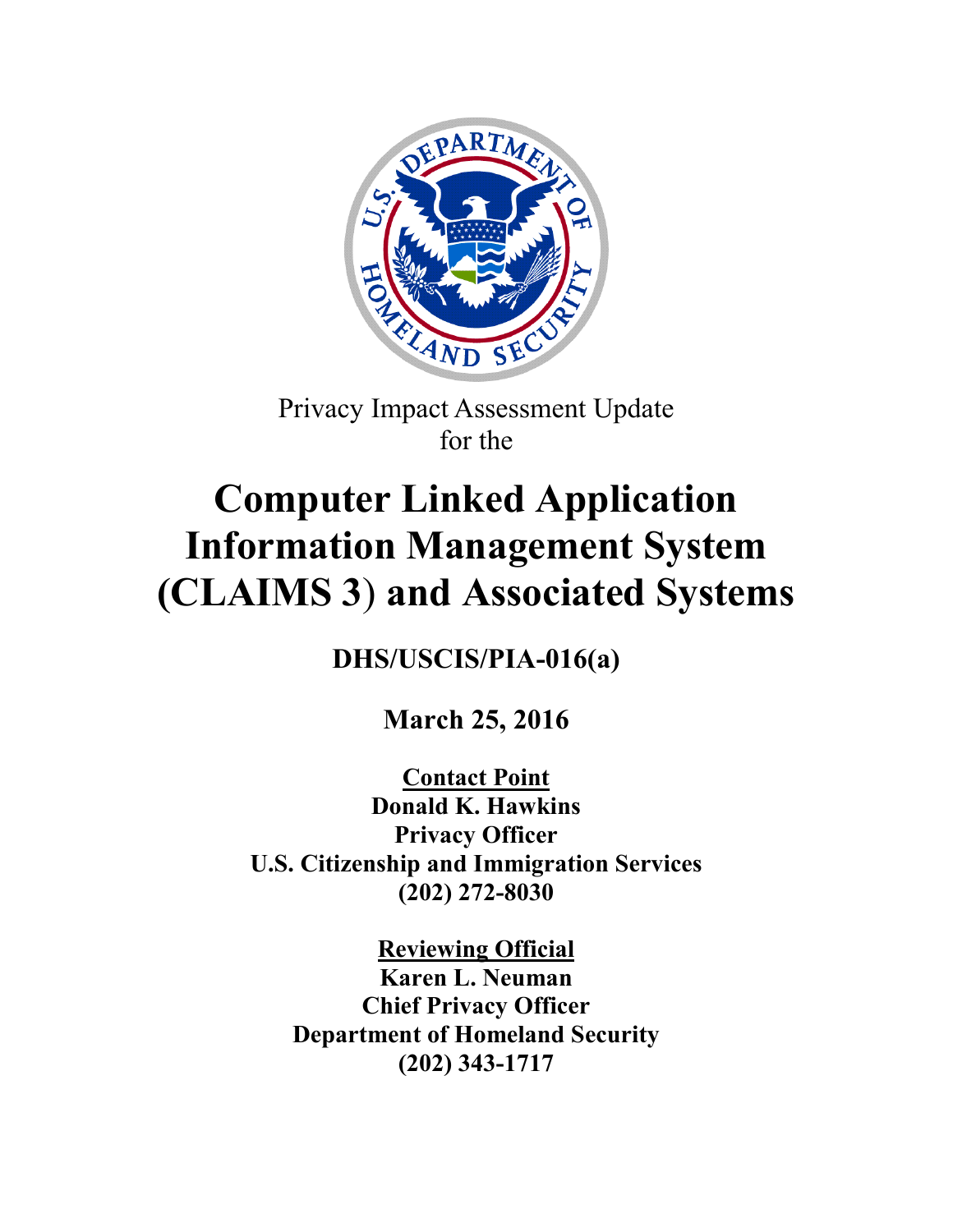Privacy Impact Assessment Update
for the

# Computer Linked Application Information Management System (CLAIMS 3) and Associated Systems

**DHS/USCIS/PIA-016(a)**

**March 25, 2016**

**Contact Point**
**Donald K. Hawkins**
**Privacy Officer**
**U.S. Citizenship and Immigration Services**
**(202) 272-8030**

**Reviewing Official**
**Karen L. Neuman**
**Chief Privacy Officer**
**Department of Homeland Security**
**(202) 343-1717**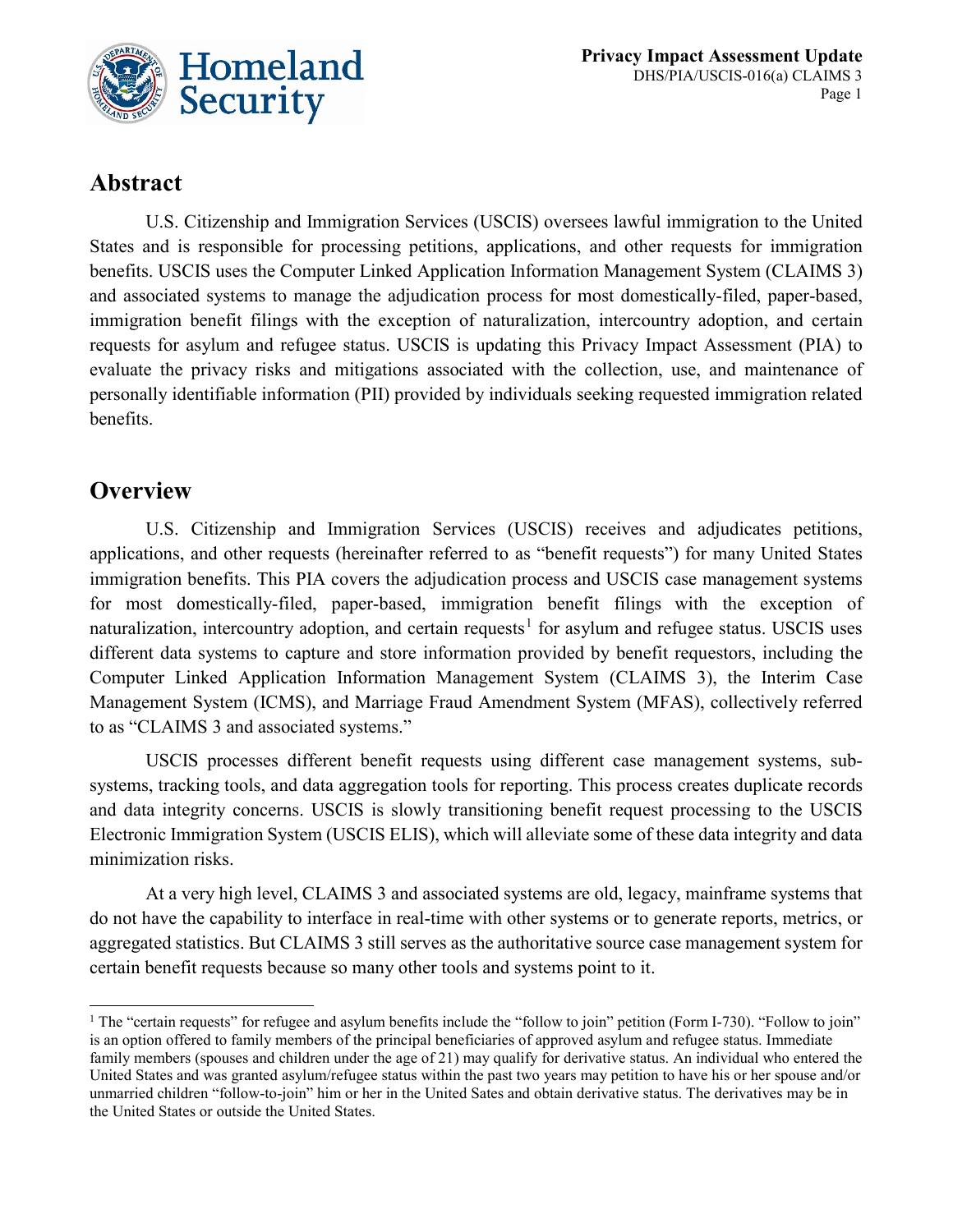## Abstract

U.S. Citizenship and Immigration Services (USCIS) oversees lawful immigration to the United States and is responsible for processing petitions, applications, and other requests for immigration benefits. USCIS uses the Computer Linked Application Information Management System (CLAIMS 3) and associated systems to manage the adjudication process for most domestically-filed, paper-based, immigration benefit filings with the exception of naturalization, intercountry adoption, and certain requests for asylum and refugee status. USCIS is updating this Privacy Impact Assessment (PIA) to evaluate the privacy risks and mitigations associated with the collection, use, and maintenance of personally identifiable information (PII) provided by individuals seeking requested immigration related benefits.

## Overview

U.S. Citizenship and Immigration Services (USCIS) receives and adjudicates petitions, applications, and other requests (hereinafter referred to as "benefit requests") for many United States immigration benefits. This PIA covers the adjudication process and USCIS case management systems for most domestically-filed, paper-based, immigration benefit filings with the exception of naturalization, intercountry adoption, and certain requests[1] for asylum and refugee status. USCIS uses different data systems to capture and store information provided by benefit requestors, including the Computer Linked Application Information Management System (CLAIMS 3), the Interim Case Management System (ICMS), and Marriage Fraud Amendment System (MFAS), collectively referred to as "CLAIMS 3 and associated systems."

USCIS processes different benefit requests using different case management systems, sub-systems, tracking tools, and data aggregation tools for reporting. This process creates duplicate records and data integrity concerns. USCIS is slowly transitioning benefit request processing to the USCIS Electronic Immigration System (USCIS ELIS), which will alleviate some of these data integrity and data minimization risks.

At a very high level, CLAIMS 3 and associated systems are old, legacy, mainframe systems that do not have the capability to interface in real-time with other systems or to generate reports, metrics, or aggregated statistics. But CLAIMS 3 still serves as the authoritative source case management system for certain benefit requests because so many other tools and systems point to it.

---

[1] The "certain requests" for refugee and asylum benefits include the "follow to join" petition (Form I-730). "Follow to join" is an option offered to family members of the principal beneficiaries of approved asylum and refugee status. Immediate family members (spouses and children under the age of 21) may qualify for derivative status. An individual who entered the United States and was granted asylum/refugee status within the past two years may petition to have his or her spouse and/or unmarried children "follow-to-join" him or her in the United Sates and obtain derivative status. The derivatives may be in the United States or outside the United States.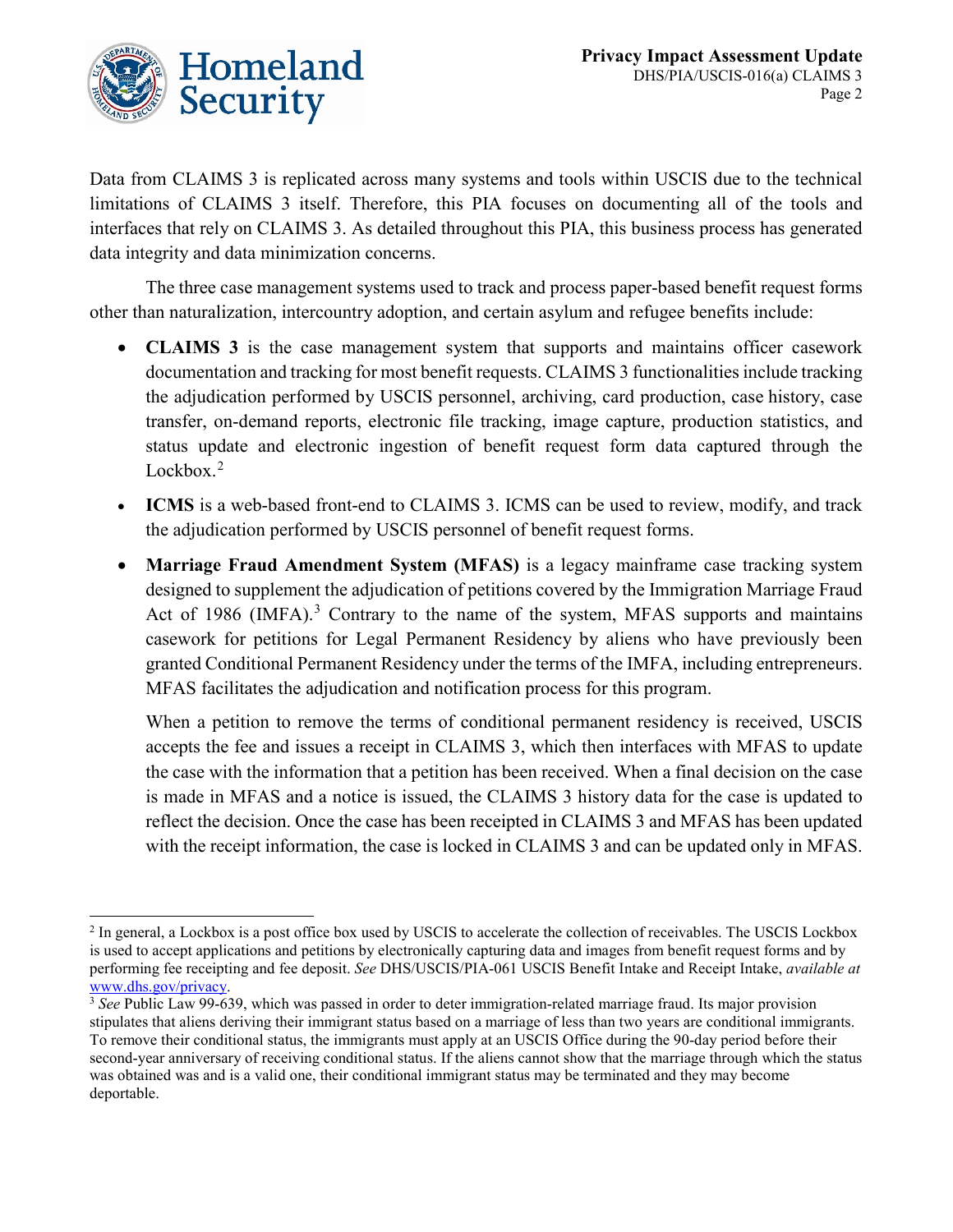Data from CLAIMS 3 is replicated across many systems and tools within USCIS due to the technical limitations of CLAIMS 3 itself. Therefore, this PIA focuses on documenting all of the tools and interfaces that rely on CLAIMS 3. As detailed throughout this PIA, this business process has generated data integrity and data minimization concerns.

The three case management systems used to track and process paper-based benefit request forms other than naturalization, intercountry adoption, and certain asylum and refugee benefits include:

- **CLAIMS 3** is the case management system that supports and maintains officer casework documentation and tracking for most benefit requests. CLAIMS 3 functionalities include tracking the adjudication performed by USCIS personnel, archiving, card production, case history, case transfer, on-demand reports, electronic file tracking, image capture, production statistics, and status update and electronic ingestion of benefit request form data captured through the Lockbox.[2]
- **ICMS** is a web-based front-end to CLAIMS 3. ICMS can be used to review, modify, and track the adjudication performed by USCIS personnel of benefit request forms.
- **Marriage Fraud Amendment System (MFAS)** is a legacy mainframe case tracking system designed to supplement the adjudication of petitions covered by the Immigration Marriage Fraud Act of 1986 (IMFA).[3] Contrary to the name of the system, MFAS supports and maintains casework for petitions for Legal Permanent Residency by aliens who have previously been granted Conditional Permanent Residency under the terms of the IMFA, including entrepreneurs. MFAS facilitates the adjudication and notification process for this program.

  When a petition to remove the terms of conditional permanent residency is received, USCIS accepts the fee and issues a receipt in CLAIMS 3, which then interfaces with MFAS to update the case with the information that a petition has been received. When a final decision on the case is made in MFAS and a notice is issued, the CLAIMS 3 history data for the case is updated to reflect the decision. Once the case has been receipted in CLAIMS 3 and MFAS has been updated with the receipt information, the case is locked in CLAIMS 3 and can be updated only in MFAS.

---

[2] In general, a Lockbox is a post office box used by USCIS to accelerate the collection of receivables. The USCIS Lockbox is used to accept applications and petitions by electronically capturing data and images from benefit request forms and by performing fee receipting and fee deposit. *See* DHS/USCIS/PIA-061 USCIS Benefit Intake and Receipt Intake, *available at* www.dhs.gov/privacy.

[3] *See* Public Law 99-639, which was passed in order to deter immigration-related marriage fraud. Its major provision stipulates that aliens deriving their immigrant status based on a marriage of less than two years are conditional immigrants. To remove their conditional status, the immigrants must apply at an USCIS Office during the 90-day period before their second-year anniversary of receiving conditional status. If the aliens cannot show that the marriage through which the status was obtained was and is a valid one, their conditional immigrant status may be terminated and they may become deportable.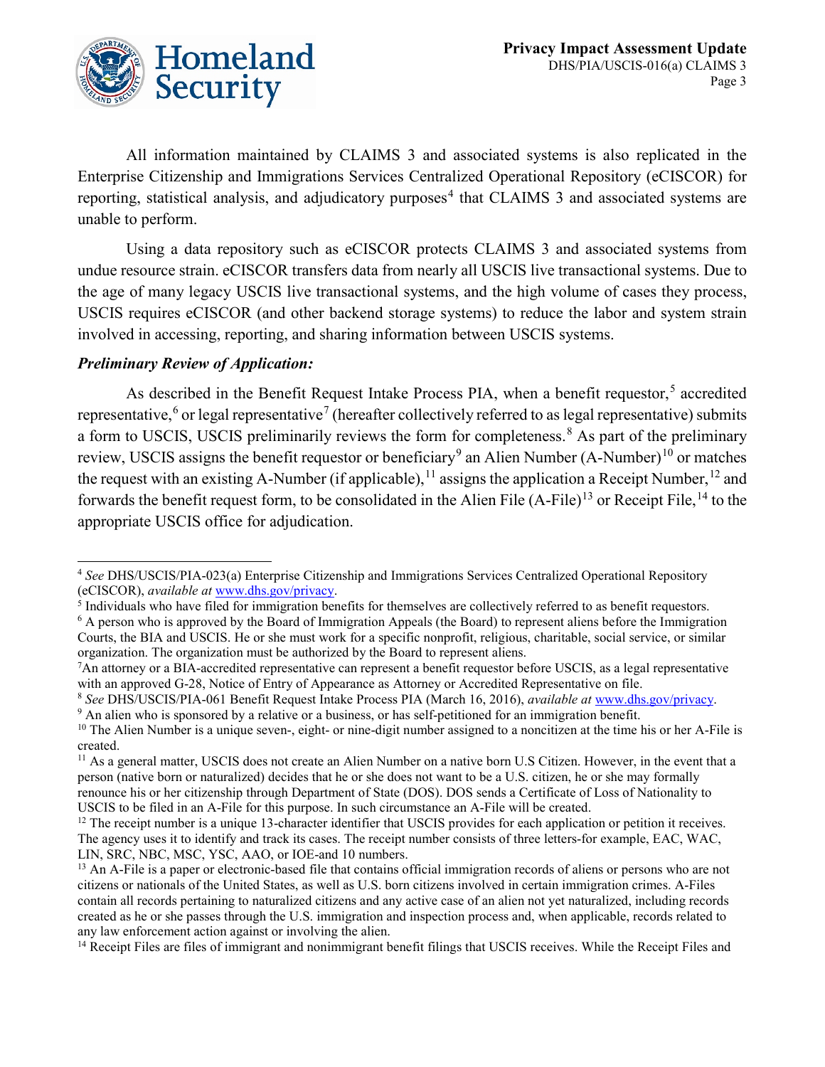All information maintained by CLAIMS 3 and associated systems is also replicated in the Enterprise Citizenship and Immigrations Services Centralized Operational Repository (eCISCOR) for reporting, statistical analysis, and adjudicatory purposes[4] that CLAIMS 3 and associated systems are unable to perform.

Using a data repository such as eCISCOR protects CLAIMS 3 and associated systems from undue resource strain. eCISCOR transfers data from nearly all USCIS live transactional systems. Due to the age of many legacy USCIS live transactional systems, and the high volume of cases they process, USCIS requires eCISCOR (and other backend storage systems) to reduce the labor and system strain involved in accessing, reporting, and sharing information between USCIS systems.

***Preliminary Review of Application:***

As described in the Benefit Request Intake Process PIA, when a benefit requestor,[5] accredited representative,[6] or legal representative[7] (hereafter collectively referred to as legal representative) submits a form to USCIS, USCIS preliminarily reviews the form for completeness.[8] As part of the preliminary review, USCIS assigns the benefit requestor or beneficiary[9] an Alien Number (A-Number)[10] or matches the request with an existing A-Number (if applicable),[11] assigns the application a Receipt Number,[12] and forwards the benefit request form, to be consolidated in the Alien File (A-File)[13] or Receipt File,[14] to the appropriate USCIS office for adjudication.

---

[4] *See* DHS/USCIS/PIA-023(a) Enterprise Citizenship and Immigrations Services Centralized Operational Repository (eCISCOR), *available at* www.dhs.gov/privacy.

[5] Individuals who have filed for immigration benefits for themselves are collectively referred to as benefit requestors.

[6] A person who is approved by the Board of Immigration Appeals (the Board) to represent aliens before the Immigration Courts, the BIA and USCIS. He or she must work for a specific nonprofit, religious, charitable, social service, or similar organization. The organization must be authorized by the Board to represent aliens.

[7] An attorney or a BIA-accredited representative can represent a benefit requestor before USCIS, as a legal representative with an approved G-28, Notice of Entry of Appearance as Attorney or Accredited Representative on file.

[8] *See* DHS/USCIS/PIA-061 Benefit Request Intake Process PIA (March 16, 2016), *available at* www.dhs.gov/privacy.

[9] An alien who is sponsored by a relative or a business, or has self-petitioned for an immigration benefit.

[10] The Alien Number is a unique seven-, eight- or nine-digit number assigned to a noncitizen at the time his or her A-File is created.

[11] As a general matter, USCIS does not create an Alien Number on a native born U.S Citizen. However, in the event that a person (native born or naturalized) decides that he or she does not want to be a U.S. citizen, he or she may formally renounce his or her citizenship through Department of State (DOS). DOS sends a Certificate of Loss of Nationality to USCIS to be filed in an A-File for this purpose. In such circumstance an A-File will be created.

[12] The receipt number is a unique 13-character identifier that USCIS provides for each application or petition it receives. The agency uses it to identify and track its cases. The receipt number consists of three letters-for example, EAC, WAC, LIN, SRC, NBC, MSC, YSC, AAO, or IOE-and 10 numbers.

[13] An A-File is a paper or electronic-based file that contains official immigration records of aliens or persons who are not citizens or nationals of the United States, as well as U.S. born citizens involved in certain immigration crimes. A-Files contain all records pertaining to naturalized citizens and any active case of an alien not yet naturalized, including records created as he or she passes through the U.S. immigration and inspection process and, when applicable, records related to any law enforcement action against or involving the alien.

[14] Receipt Files are files of immigrant and nonimmigrant benefit filings that USCIS receives. While the Receipt Files and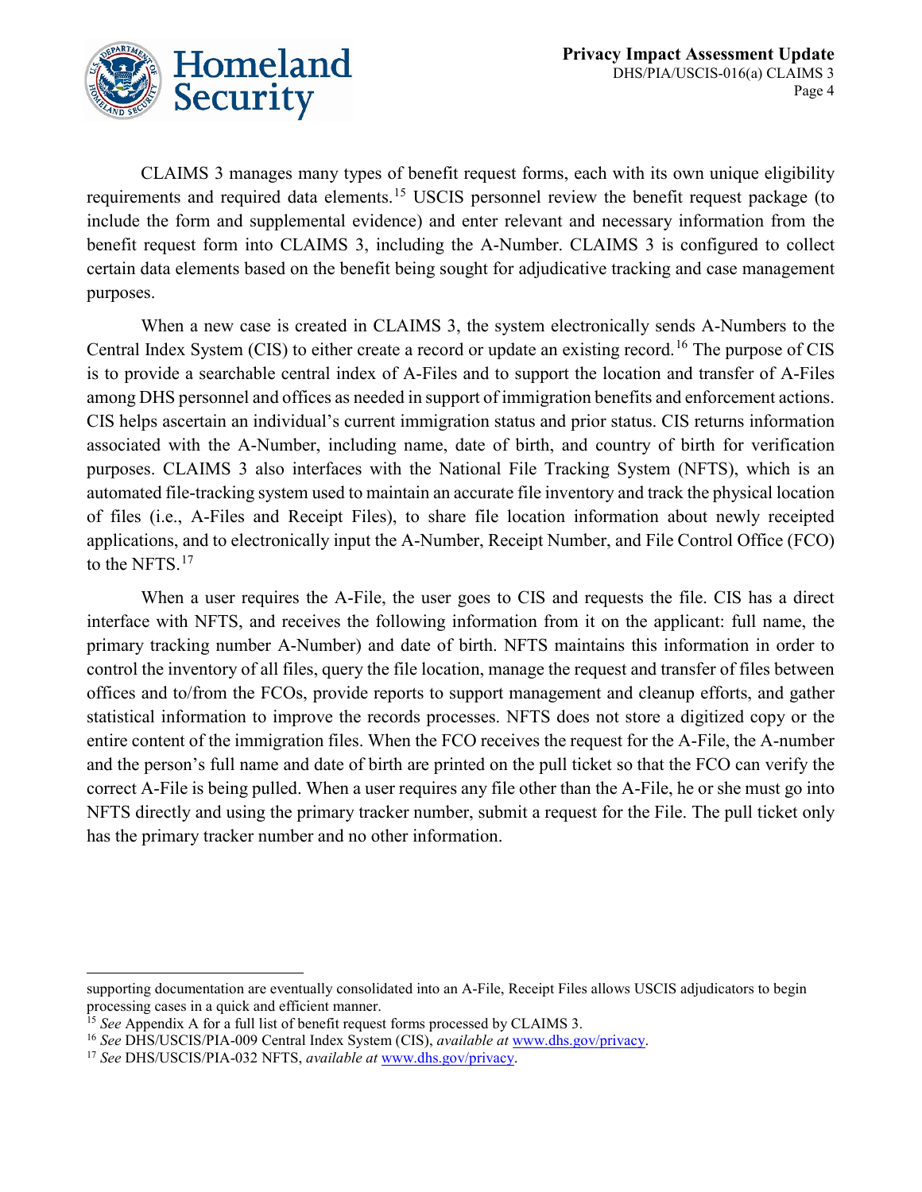CLAIMS 3 manages many types of benefit request forms, each with its own unique eligibility requirements and required data elements.[15] USCIS personnel review the benefit request package (to include the form and supplemental evidence) and enter relevant and necessary information from the benefit request form into CLAIMS 3, including the A-Number. CLAIMS 3 is configured to collect certain data elements based on the benefit being sought for adjudicative tracking and case management purposes.

When a new case is created in CLAIMS 3, the system electronically sends A-Numbers to the Central Index System (CIS) to either create a record or update an existing record.[16] The purpose of CIS is to provide a searchable central index of A-Files and to support the location and transfer of A-Files among DHS personnel and offices as needed in support of immigration benefits and enforcement actions. CIS helps ascertain an individual's current immigration status and prior status. CIS returns information associated with the A-Number, including name, date of birth, and country of birth for verification purposes. CLAIMS 3 also interfaces with the National File Tracking System (NFTS), which is an automated file-tracking system used to maintain an accurate file inventory and track the physical location of files (i.e., A-Files and Receipt Files), to share file location information about newly receipted applications, and to electronically input the A-Number, Receipt Number, and File Control Office (FCO) to the NFTS.[17]

When a user requires the A-File, the user goes to CIS and requests the file. CIS has a direct interface with NFTS, and receives the following information from it on the applicant: full name, the primary tracking number A-Number) and date of birth. NFTS maintains this information in order to control the inventory of all files, query the file location, manage the request and transfer of files between offices and to/from the FCOs, provide reports to support management and cleanup efforts, and gather statistical information to improve the records processes. NFTS does not store a digitized copy or the entire content of the immigration files. When the FCO receives the request for the A-File, the A-number and the person's full name and date of birth are printed on the pull ticket so that the FCO can verify the correct A-File is being pulled. When a user requires any file other than the A-File, he or she must go into NFTS directly and using the primary tracker number, submit a request for the File. The pull ticket only has the primary tracker number and no other information.

---

supporting documentation are eventually consolidated into an A-File, Receipt Files allows USCIS adjudicators to begin processing cases in a quick and efficient manner.

[15] *See* Appendix A for a full list of benefit request forms processed by CLAIMS 3.

[16] *See* DHS/USCIS/PIA-009 Central Index System (CIS), *available at* www.dhs.gov/privacy.

[17] *See* DHS/USCIS/PIA-032 NFTS, *available at* www.dhs.gov/privacy.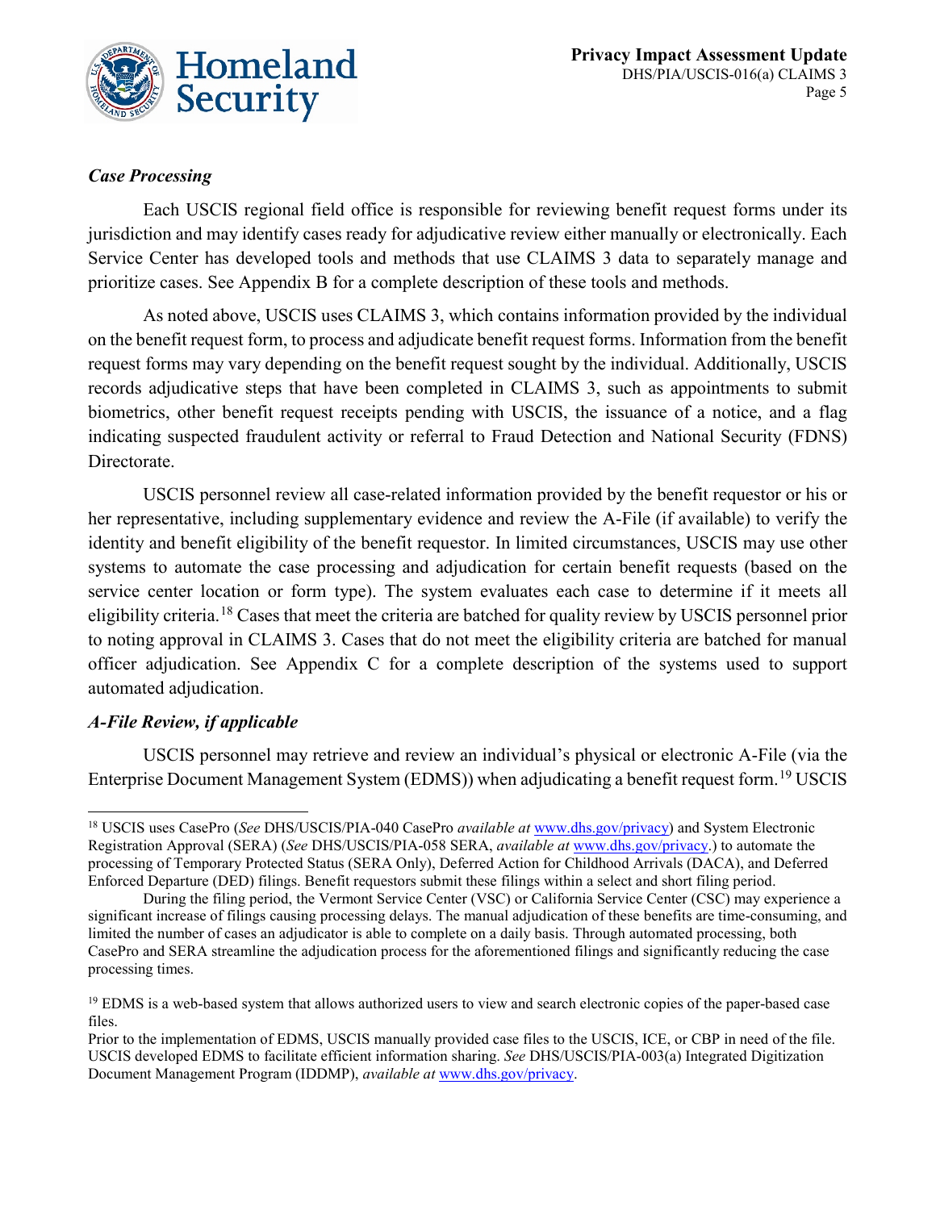*Case Processing*

Each USCIS regional field office is responsible for reviewing benefit request forms under its jurisdiction and may identify cases ready for adjudicative review either manually or electronically. Each Service Center has developed tools and methods that use CLAIMS 3 data to separately manage and prioritize cases. See Appendix B for a complete description of these tools and methods.

As noted above, USCIS uses CLAIMS 3, which contains information provided by the individual on the benefit request form, to process and adjudicate benefit request forms. Information from the benefit request forms may vary depending on the benefit request sought by the individual. Additionally, USCIS records adjudicative steps that have been completed in CLAIMS 3, such as appointments to submit biometrics, other benefit request receipts pending with USCIS, the issuance of a notice, and a flag indicating suspected fraudulent activity or referral to Fraud Detection and National Security (FDNS) Directorate.

USCIS personnel review all case-related information provided by the benefit requestor or his or her representative, including supplementary evidence and review the A-File (if available) to verify the identity and benefit eligibility of the benefit requestor. In limited circumstances, USCIS may use other systems to automate the case processing and adjudication for certain benefit requests (based on the service center location or form type). The system evaluates each case to determine if it meets all eligibility criteria.[18] Cases that meet the criteria are batched for quality review by USCIS personnel prior to noting approval in CLAIMS 3. Cases that do not meet the eligibility criteria are batched for manual officer adjudication. See Appendix C for a complete description of the systems used to support automated adjudication.

*A-File Review, if applicable*

USCIS personnel may retrieve and review an individual's physical or electronic A-File (via the Enterprise Document Management System (EDMS)) when adjudicating a benefit request form.[19] USCIS

---

[18] USCIS uses CasePro (*See* DHS/USCIS/PIA-040 CasePro *available at* www.dhs.gov/privacy) and System Electronic Registration Approval (SERA) (*See* DHS/USCIS/PIA-058 SERA, *available at* www.dhs.gov/privacy.) to automate the processing of Temporary Protected Status (SERA Only), Deferred Action for Childhood Arrivals (DACA), and Deferred Enforced Departure (DED) filings. Benefit requestors submit these filings within a select and short filing period.

During the filing period, the Vermont Service Center (VSC) or California Service Center (CSC) may experience a significant increase of filings causing processing delays. The manual adjudication of these benefits are time-consuming, and limited the number of cases an adjudicator is able to complete on a daily basis. Through automated processing, both CasePro and SERA streamline the adjudication process for the aforementioned filings and significantly reducing the case processing times.

[19] EDMS is a web-based system that allows authorized users to view and search electronic copies of the paper-based case files.

Prior to the implementation of EDMS, USCIS manually provided case files to the USCIS, ICE, or CBP in need of the file. USCIS developed EDMS to facilitate efficient information sharing. *See* DHS/USCIS/PIA-003(a) Integrated Digitization Document Management Program (IDDMP), *available at* www.dhs.gov/privacy.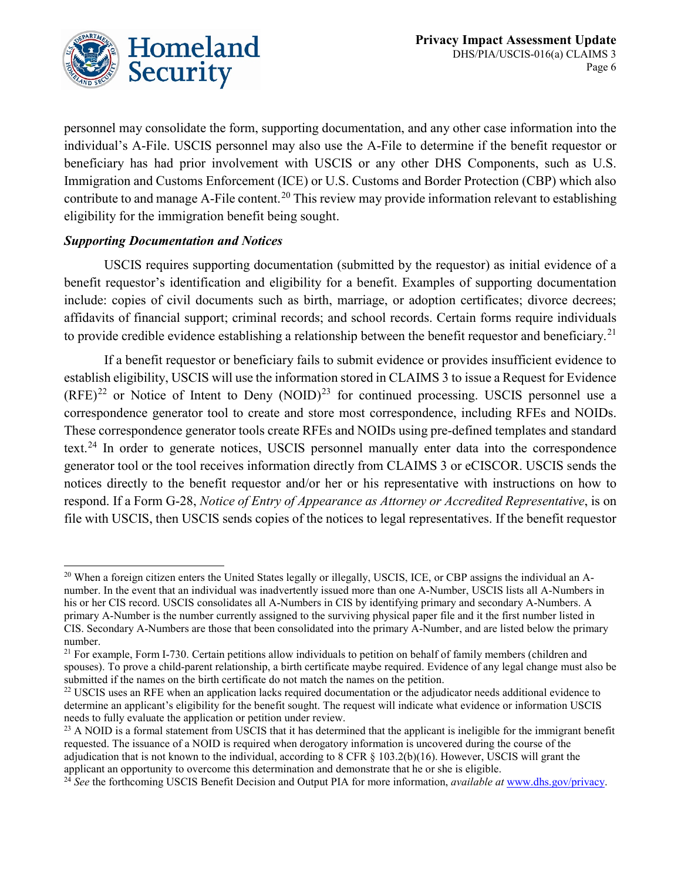personnel may consolidate the form, supporting documentation, and any other case information into the individual's A-File. USCIS personnel may also use the A-File to determine if the benefit requestor or beneficiary has had prior involvement with USCIS or any other DHS Components, such as U.S. Immigration and Customs Enforcement (ICE) or U.S. Customs and Border Protection (CBP) which also contribute to and manage A-File content.[20] This review may provide information relevant to establishing eligibility for the immigration benefit being sought.

***Supporting Documentation and Notices***

USCIS requires supporting documentation (submitted by the requestor) as initial evidence of a benefit requestor's identification and eligibility for a benefit. Examples of supporting documentation include: copies of civil documents such as birth, marriage, or adoption certificates; divorce decrees; affidavits of financial support; criminal records; and school records. Certain forms require individuals to provide credible evidence establishing a relationship between the benefit requestor and beneficiary.[21]

If a benefit requestor or beneficiary fails to submit evidence or provides insufficient evidence to establish eligibility, USCIS will use the information stored in CLAIMS 3 to issue a Request for Evidence (RFE)[22] or Notice of Intent to Deny (NOID)[23] for continued processing. USCIS personnel use a correspondence generator tool to create and store most correspondence, including RFEs and NOIDs. These correspondence generator tools create RFEs and NOIDs using pre-defined templates and standard text.[24] In order to generate notices, USCIS personnel manually enter data into the correspondence generator tool or the tool receives information directly from CLAIMS 3 or eCISCOR. USCIS sends the notices directly to the benefit requestor and/or her or his representative with instructions on how to respond. If a Form G-28, *Notice of Entry of Appearance as Attorney or Accredited Representative*, is on file with USCIS, then USCIS sends copies of the notices to legal representatives. If the benefit requestor

---

[20] When a foreign citizen enters the United States legally or illegally, USCIS, ICE, or CBP assigns the individual an A-number. In the event that an individual was inadvertently issued more than one A-Number, USCIS lists all A-Numbers in his or her CIS record. USCIS consolidates all A-Numbers in CIS by identifying primary and secondary A-Numbers. A primary A-Number is the number currently assigned to the surviving physical paper file and it the first number listed in CIS. Secondary A-Numbers are those that been consolidated into the primary A-Number, and are listed below the primary number.

[21] For example, Form I-730. Certain petitions allow individuals to petition on behalf of family members (children and spouses). To prove a child-parent relationship, a birth certificate maybe required. Evidence of any legal change must also be submitted if the names on the birth certificate do not match the names on the petition.

[22] USCIS uses an RFE when an application lacks required documentation or the adjudicator needs additional evidence to determine an applicant's eligibility for the benefit sought. The request will indicate what evidence or information USCIS needs to fully evaluate the application or petition under review.

[23] A NOID is a formal statement from USCIS that it has determined that the applicant is ineligible for the immigrant benefit requested. The issuance of a NOID is required when derogatory information is uncovered during the course of the adjudication that is not known to the individual, according to 8 CFR § 103.2(b)(16). However, USCIS will grant the applicant an opportunity to overcome this determination and demonstrate that he or she is eligible.

[24] *See* the forthcoming USCIS Benefit Decision and Output PIA for more information, *available at* www.dhs.gov/privacy.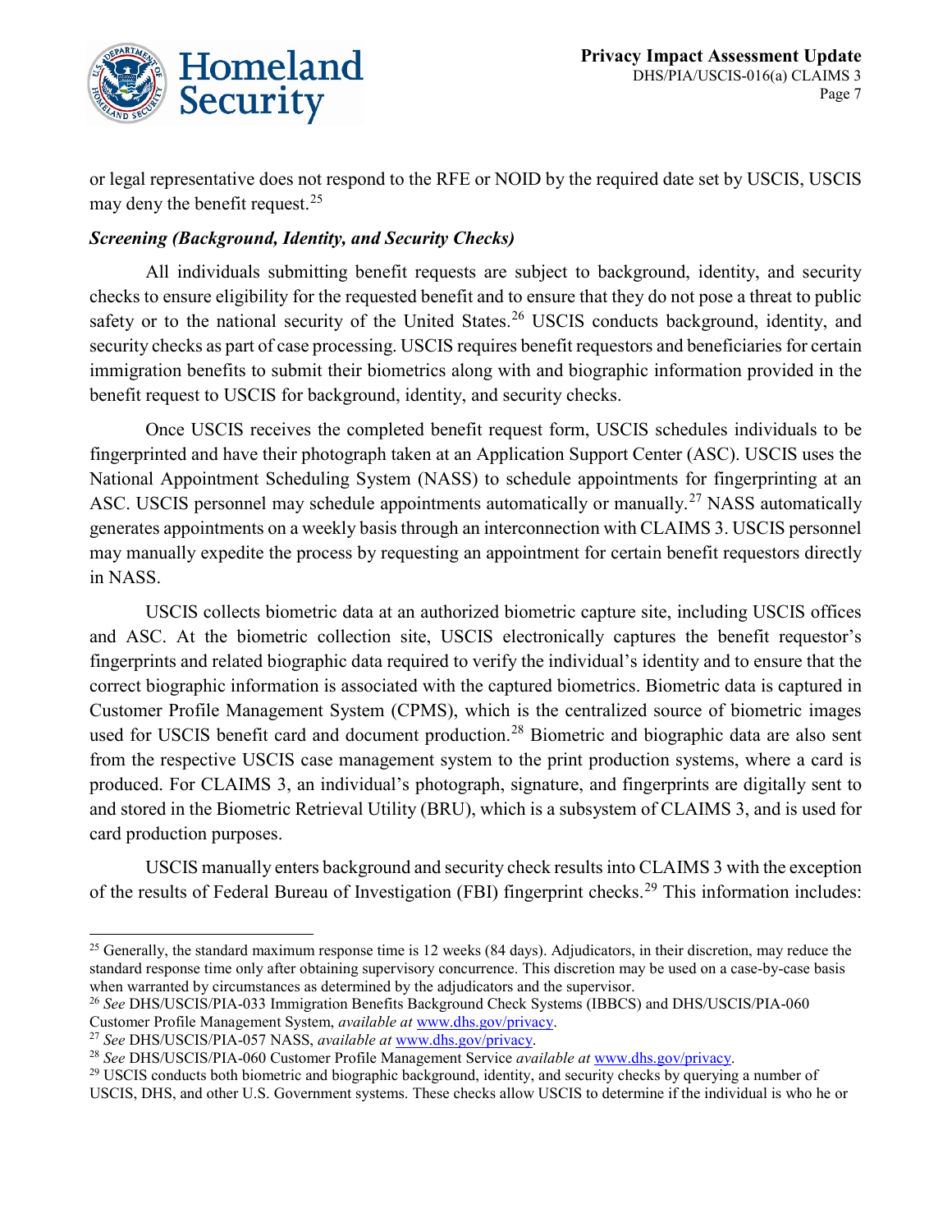or legal representative does not respond to the RFE or NOID by the required date set by USCIS, USCIS may deny the benefit request.[25]

***Screening (Background, Identity, and Security Checks)***

All individuals submitting benefit requests are subject to background, identity, and security checks to ensure eligibility for the requested benefit and to ensure that they do not pose a threat to public safety or to the national security of the United States.[26] USCIS conducts background, identity, and security checks as part of case processing. USCIS requires benefit requestors and beneficiaries for certain immigration benefits to submit their biometrics along with and biographic information provided in the benefit request to USCIS for background, identity, and security checks.

Once USCIS receives the completed benefit request form, USCIS schedules individuals to be fingerprinted and have their photograph taken at an Application Support Center (ASC). USCIS uses the National Appointment Scheduling System (NASS) to schedule appointments for fingerprinting at an ASC. USCIS personnel may schedule appointments automatically or manually.[27] NASS automatically generates appointments on a weekly basis through an interconnection with CLAIMS 3. USCIS personnel may manually expedite the process by requesting an appointment for certain benefit requestors directly in NASS.

USCIS collects biometric data at an authorized biometric capture site, including USCIS offices and ASC. At the biometric collection site, USCIS electronically captures the benefit requestor's fingerprints and related biographic data required to verify the individual's identity and to ensure that the correct biographic information is associated with the captured biometrics. Biometric data is captured in Customer Profile Management System (CPMS), which is the centralized source of biometric images used for USCIS benefit card and document production.[28] Biometric and biographic data are also sent from the respective USCIS case management system to the print production systems, where a card is produced. For CLAIMS 3, an individual's photograph, signature, and fingerprints are digitally sent to and stored in the Biometric Retrieval Utility (BRU), which is a subsystem of CLAIMS 3, and is used for card production purposes.

USCIS manually enters background and security check results into CLAIMS 3 with the exception of the results of Federal Bureau of Investigation (FBI) fingerprint checks.[29] This information includes:

---

[25] Generally, the standard maximum response time is 12 weeks (84 days). Adjudicators, in their discretion, may reduce the standard response time only after obtaining supervisory concurrence. This discretion may be used on a case-by-case basis when warranted by circumstances as determined by the adjudicators and the supervisor.

[26] *See* DHS/USCIS/PIA-033 Immigration Benefits Background Check Systems (IBBCS) and DHS/USCIS/PIA-060 Customer Profile Management System, *available at* www.dhs.gov/privacy.

[27] *See* DHS/USCIS/PIA-057 NASS, *available at* www.dhs.gov/privacy.

[28] *See* DHS/USCIS/PIA-060 Customer Profile Management Service *available at* www.dhs.gov/privacy.

[29] USCIS conducts both biometric and biographic background, identity, and security checks by querying a number of USCIS, DHS, and other U.S. Government systems. These checks allow USCIS to determine if the individual is who he or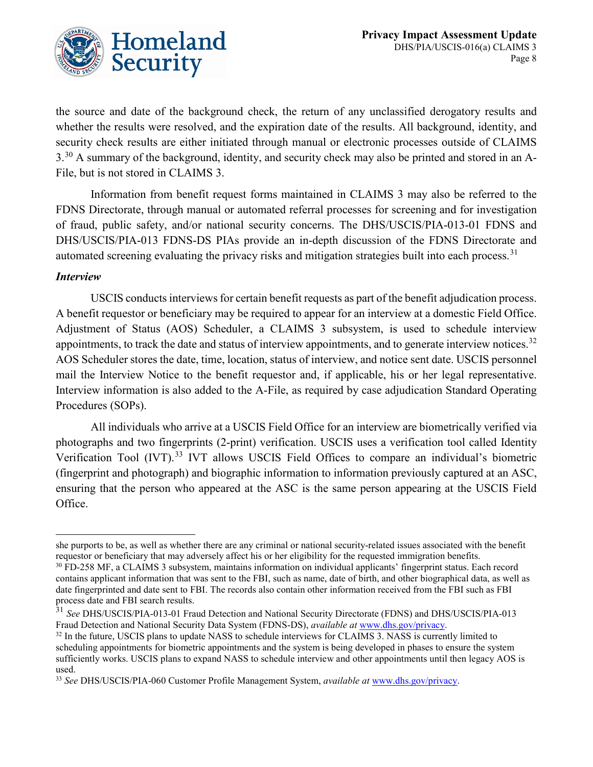the source and date of the background check, the return of any unclassified derogatory results and whether the results were resolved, and the expiration date of the results. All background, identity, and security check results are either initiated through manual or electronic processes outside of CLAIMS 3.[30] A summary of the background, identity, and security check may also be printed and stored in an A-File, but is not stored in CLAIMS 3.

Information from benefit request forms maintained in CLAIMS 3 may also be referred to the FDNS Directorate, through manual or automated referral processes for screening and for investigation of fraud, public safety, and/or national security concerns. The DHS/USCIS/PIA-013-01 FDNS and DHS/USCIS/PIA-013 FDNS-DS PIAs provide an in-depth discussion of the FDNS Directorate and automated screening evaluating the privacy risks and mitigation strategies built into each process.[31]

***Interview***

USCIS conducts interviews for certain benefit requests as part of the benefit adjudication process. A benefit requestor or beneficiary may be required to appear for an interview at a domestic Field Office. Adjustment of Status (AOS) Scheduler, a CLAIMS 3 subsystem, is used to schedule interview appointments, to track the date and status of interview appointments, and to generate interview notices.[32] AOS Scheduler stores the date, time, location, status of interview, and notice sent date. USCIS personnel mail the Interview Notice to the benefit requestor and, if applicable, his or her legal representative. Interview information is also added to the A-File, as required by case adjudication Standard Operating Procedures (SOPs).

All individuals who arrive at a USCIS Field Office for an interview are biometrically verified via photographs and two fingerprints (2-print) verification. USCIS uses a verification tool called Identity Verification Tool (IVT).[33] IVT allows USCIS Field Offices to compare an individual's biometric (fingerprint and photograph) and biographic information to information previously captured at an ASC, ensuring that the person who appeared at the ASC is the same person appearing at the USCIS Field Office.

---

she purports to be, as well as whether there are any criminal or national security-related issues associated with the benefit requestor or beneficiary that may adversely affect his or her eligibility for the requested immigration benefits.

[30] FD-258 MF, a CLAIMS 3 subsystem, maintains information on individual applicants' fingerprint status. Each record contains applicant information that was sent to the FBI, such as name, date of birth, and other biographical data, as well as date fingerprinted and date sent to FBI. The records also contain other information received from the FBI such as FBI process date and FBI search results.

[31] *See* DHS/USCIS/PIA-013-01 Fraud Detection and National Security Directorate (FDNS) and DHS/USCIS/PIA-013 Fraud Detection and National Security Data System (FDNS-DS), *available at* www.dhs.gov/privacy.

[32] In the future, USCIS plans to update NASS to schedule interviews for CLAIMS 3. NASS is currently limited to scheduling appointments for biometric appointments and the system is being developed in phases to ensure the system sufficiently works. USCIS plans to expand NASS to schedule interview and other appointments until then legacy AOS is used.

[33] *See* DHS/USCIS/PIA-060 Customer Profile Management System, *available at* www.dhs.gov/privacy.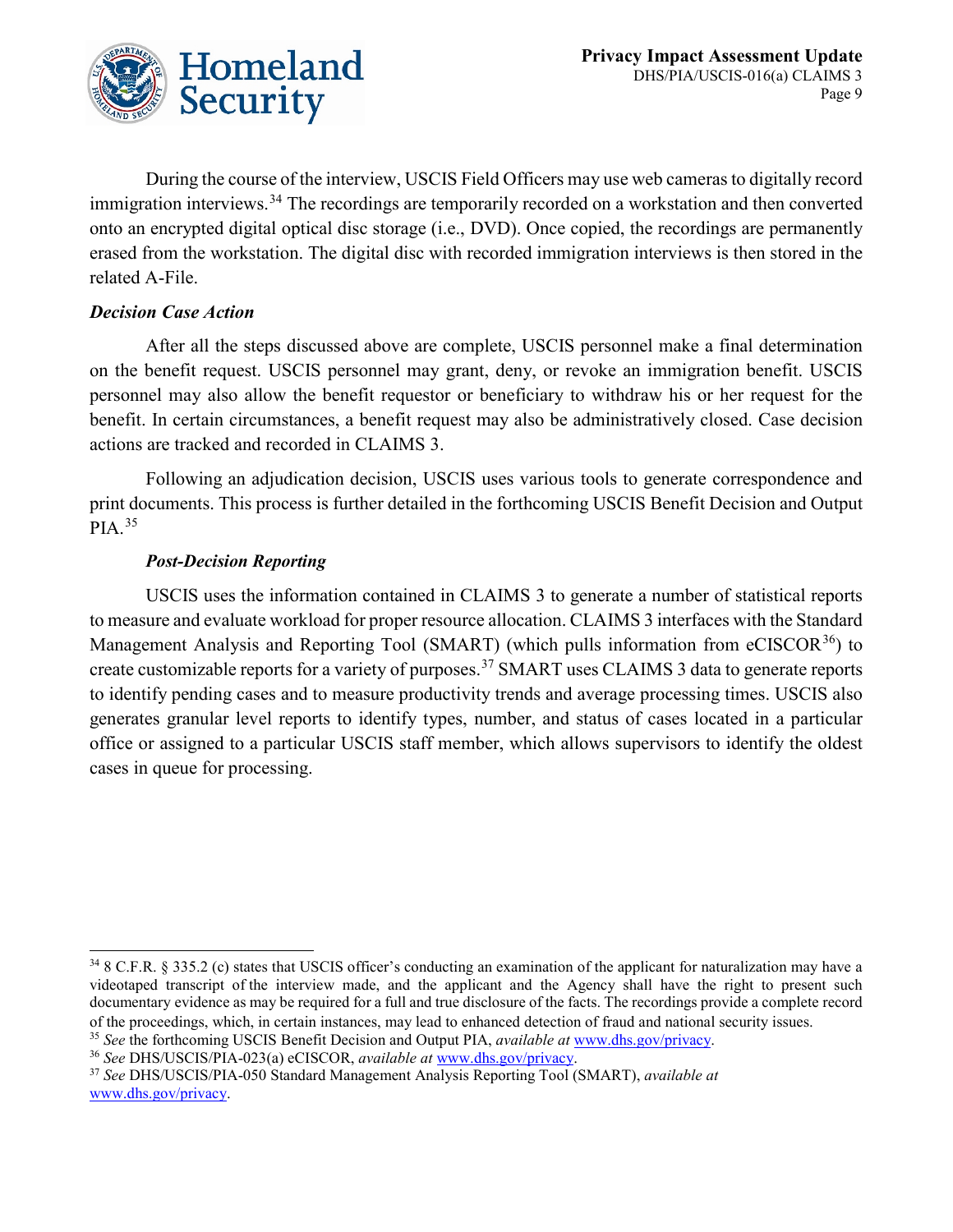During the course of the interview, USCIS Field Officers may use web cameras to digitally record immigration interviews.[34] The recordings are temporarily recorded on a workstation and then converted onto an encrypted digital optical disc storage (i.e., DVD). Once copied, the recordings are permanently erased from the workstation. The digital disc with recorded immigration interviews is then stored in the related A-File.

***Decision Case Action***

After all the steps discussed above are complete, USCIS personnel make a final determination on the benefit request. USCIS personnel may grant, deny, or revoke an immigration benefit. USCIS personnel may also allow the benefit requestor or beneficiary to withdraw his or her request for the benefit. In certain circumstances, a benefit request may also be administratively closed. Case decision actions are tracked and recorded in CLAIMS 3.

Following an adjudication decision, USCIS uses various tools to generate correspondence and print documents. This process is further detailed in the forthcoming USCIS Benefit Decision and Output PIA.[35]

***Post-Decision Reporting***

USCIS uses the information contained in CLAIMS 3 to generate a number of statistical reports to measure and evaluate workload for proper resource allocation. CLAIMS 3 interfaces with the Standard Management Analysis and Reporting Tool (SMART) (which pulls information from eCISCOR[36]) to create customizable reports for a variety of purposes.[37] SMART uses CLAIMS 3 data to generate reports to identify pending cases and to measure productivity trends and average processing times. USCIS also generates granular level reports to identify types, number, and status of cases located in a particular office or assigned to a particular USCIS staff member, which allows supervisors to identify the oldest cases in queue for processing.

---

[34] 8 C.F.R. § 335.2 (c) states that USCIS officer's conducting an examination of the applicant for naturalization may have a videotaped transcript of the interview made, and the applicant and the Agency shall have the right to present such documentary evidence as may be required for a full and true disclosure of the facts. The recordings provide a complete record of the proceedings, which, in certain instances, may lead to enhanced detection of fraud and national security issues.

[35] *See* the forthcoming USCIS Benefit Decision and Output PIA, *available at* www.dhs.gov/privacy.

[36] *See* DHS/USCIS/PIA-023(a) eCISCOR, *available at* www.dhs.gov/privacy.

[37] *See* DHS/USCIS/PIA-050 Standard Management Analysis Reporting Tool (SMART), *available at* www.dhs.gov/privacy.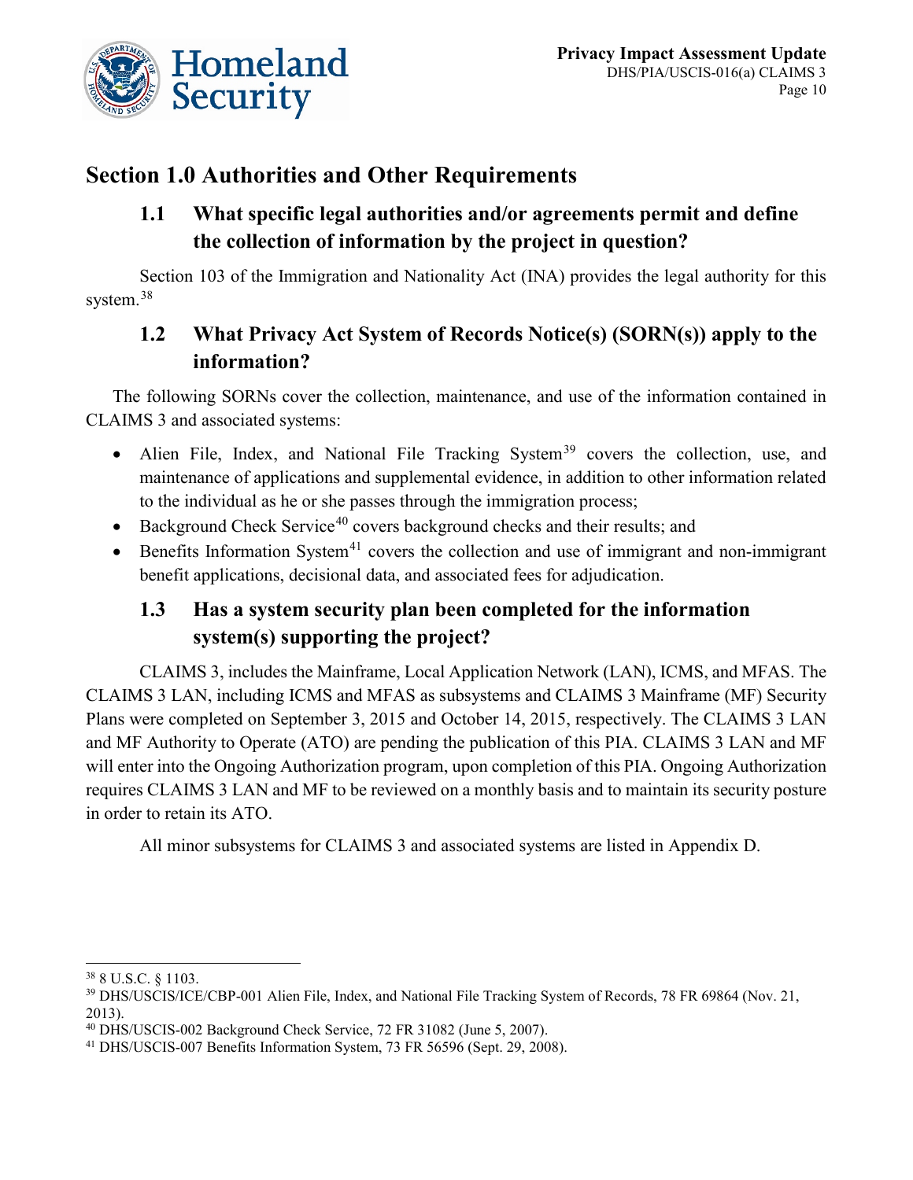# Section 1.0 Authorities and Other Requirements

## 1.1 What specific legal authorities and/or agreements permit and define the collection of information by the project in question?

Section 103 of the Immigration and Nationality Act (INA) provides the legal authority for this system.[38]

## 1.2 What Privacy Act System of Records Notice(s) (SORN(s)) apply to the information?

The following SORNs cover the collection, maintenance, and use of the information contained in CLAIMS 3 and associated systems:

- Alien File, Index, and National File Tracking System[39] covers the collection, use, and maintenance of applications and supplemental evidence, in addition to other information related to the individual as he or she passes through the immigration process;
- Background Check Service[40] covers background checks and their results; and
- Benefits Information System[41] covers the collection and use of immigrant and non-immigrant benefit applications, decisional data, and associated fees for adjudication.

## 1.3 Has a system security plan been completed for the information system(s) supporting the project?

CLAIMS 3, includes the Mainframe, Local Application Network (LAN), ICMS, and MFAS. The CLAIMS 3 LAN, including ICMS and MFAS as subsystems and CLAIMS 3 Mainframe (MF) Security Plans were completed on September 3, 2015 and October 14, 2015, respectively. The CLAIMS 3 LAN and MF Authority to Operate (ATO) are pending the publication of this PIA. CLAIMS 3 LAN and MF will enter into the Ongoing Authorization program, upon completion of this PIA. Ongoing Authorization requires CLAIMS 3 LAN and MF to be reviewed on a monthly basis and to maintain its security posture in order to retain its ATO.

All minor subsystems for CLAIMS 3 and associated systems are listed in Appendix D.

---

[38] 8 U.S.C. § 1103.

[39] DHS/USCIS/ICE/CBP-001 Alien File, Index, and National File Tracking System of Records, 78 FR 69864 (Nov. 21, 2013).

[40] DHS/USCIS-002 Background Check Service, 72 FR 31082 (June 5, 2007).

[41] DHS/USCIS-007 Benefits Information System, 73 FR 56596 (Sept. 29, 2008).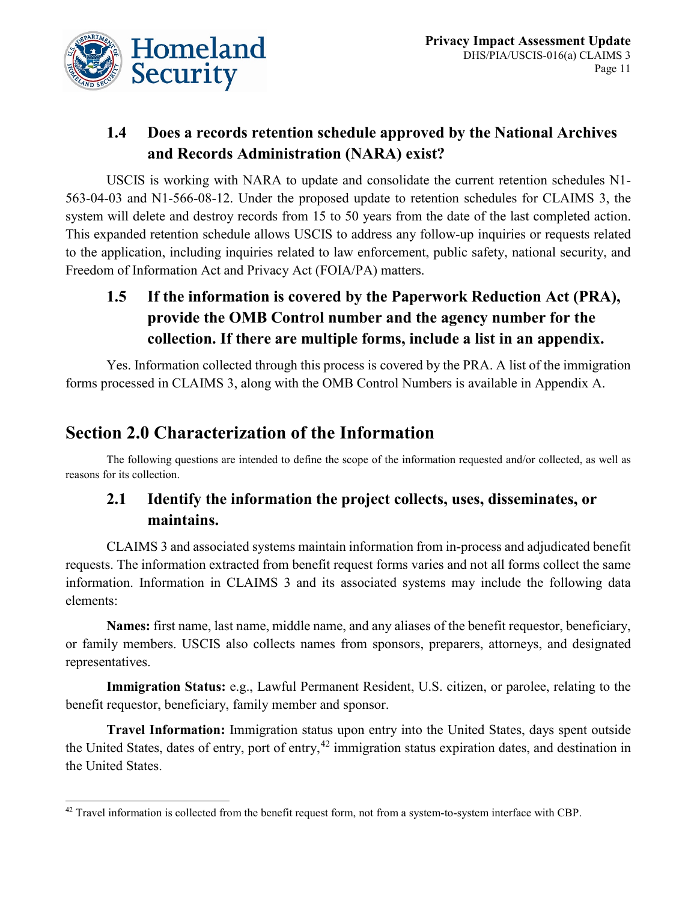### 1.4 Does a records retention schedule approved by the National Archives and Records Administration (NARA) exist?

USCIS is working with NARA to update and consolidate the current retention schedules N1-563-04-03 and N1-566-08-12. Under the proposed update to retention schedules for CLAIMS 3, the system will delete and destroy records from 15 to 50 years from the date of the last completed action. This expanded retention schedule allows USCIS to address any follow-up inquiries or requests related to the application, including inquiries related to law enforcement, public safety, national security, and Freedom of Information Act and Privacy Act (FOIA/PA) matters.

### 1.5 If the information is covered by the Paperwork Reduction Act (PRA), provide the OMB Control number and the agency number for the collection. If there are multiple forms, include a list in an appendix.

Yes. Information collected through this process is covered by the PRA. A list of the immigration forms processed in CLAIMS 3, along with the OMB Control Numbers is available in Appendix A.

## Section 2.0 Characterization of the Information

The following questions are intended to define the scope of the information requested and/or collected, as well as reasons for its collection.

### 2.1 Identify the information the project collects, uses, disseminates, or maintains.

CLAIMS 3 and associated systems maintain information from in-process and adjudicated benefit requests. The information extracted from benefit request forms varies and not all forms collect the same information. Information in CLAIMS 3 and its associated systems may include the following data elements:

**Names:** first name, last name, middle name, and any aliases of the benefit requestor, beneficiary, or family members. USCIS also collects names from sponsors, preparers, attorneys, and designated representatives.

**Immigration Status:** e.g., Lawful Permanent Resident, U.S. citizen, or parolee, relating to the benefit requestor, beneficiary, family member and sponsor.

**Travel Information:** Immigration status upon entry into the United States, days spent outside the United States, dates of entry, port of entry,[42] immigration status expiration dates, and destination in the United States.

---

[42] Travel information is collected from the benefit request form, not from a system-to-system interface with CBP.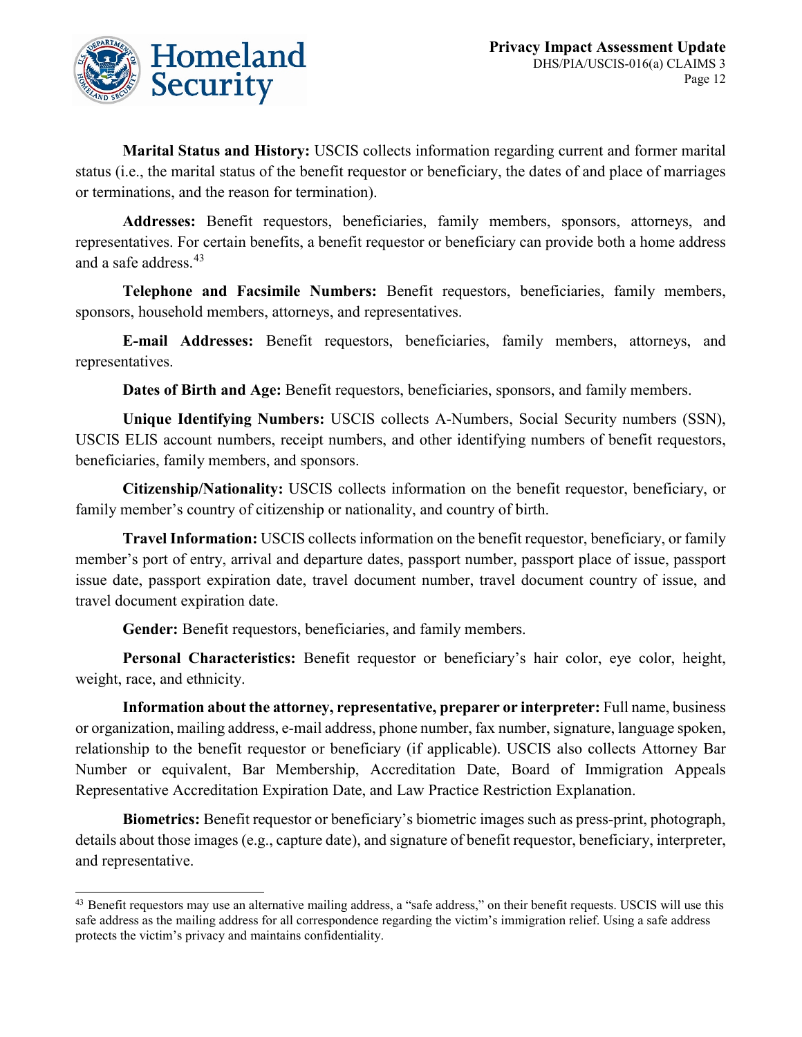**Marital Status and History:** USCIS collects information regarding current and former marital status (i.e., the marital status of the benefit requestor or beneficiary, the dates of and place of marriages or terminations, and the reason for termination).

**Addresses:** Benefit requestors, beneficiaries, family members, sponsors, attorneys, and representatives. For certain benefits, a benefit requestor or beneficiary can provide both a home address and a safe address.[43]

**Telephone and Facsimile Numbers:** Benefit requestors, beneficiaries, family members, sponsors, household members, attorneys, and representatives.

**E-mail Addresses:** Benefit requestors, beneficiaries, family members, attorneys, and representatives.

**Dates of Birth and Age:** Benefit requestors, beneficiaries, sponsors, and family members.

**Unique Identifying Numbers:** USCIS collects A-Numbers, Social Security numbers (SSN), USCIS ELIS account numbers, receipt numbers, and other identifying numbers of benefit requestors, beneficiaries, family members, and sponsors.

**Citizenship/Nationality:** USCIS collects information on the benefit requestor, beneficiary, or family member's country of citizenship or nationality, and country of birth.

**Travel Information:** USCIS collects information on the benefit requestor, beneficiary, or family member's port of entry, arrival and departure dates, passport number, passport place of issue, passport issue date, passport expiration date, travel document number, travel document country of issue, and travel document expiration date.

**Gender:** Benefit requestors, beneficiaries, and family members.

**Personal Characteristics:** Benefit requestor or beneficiary's hair color, eye color, height, weight, race, and ethnicity.

**Information about the attorney, representative, preparer or interpreter:** Full name, business or organization, mailing address, e-mail address, phone number, fax number, signature, language spoken, relationship to the benefit requestor or beneficiary (if applicable). USCIS also collects Attorney Bar Number or equivalent, Bar Membership, Accreditation Date, Board of Immigration Appeals Representative Accreditation Expiration Date, and Law Practice Restriction Explanation.

**Biometrics:** Benefit requestor or beneficiary's biometric images such as press-print, photograph, details about those images (e.g., capture date), and signature of benefit requestor, beneficiary, interpreter, and representative.

---

[43] Benefit requestors may use an alternative mailing address, a "safe address," on their benefit requests. USCIS will use this safe address as the mailing address for all correspondence regarding the victim's immigration relief. Using a safe address protects the victim's privacy and maintains confidentiality.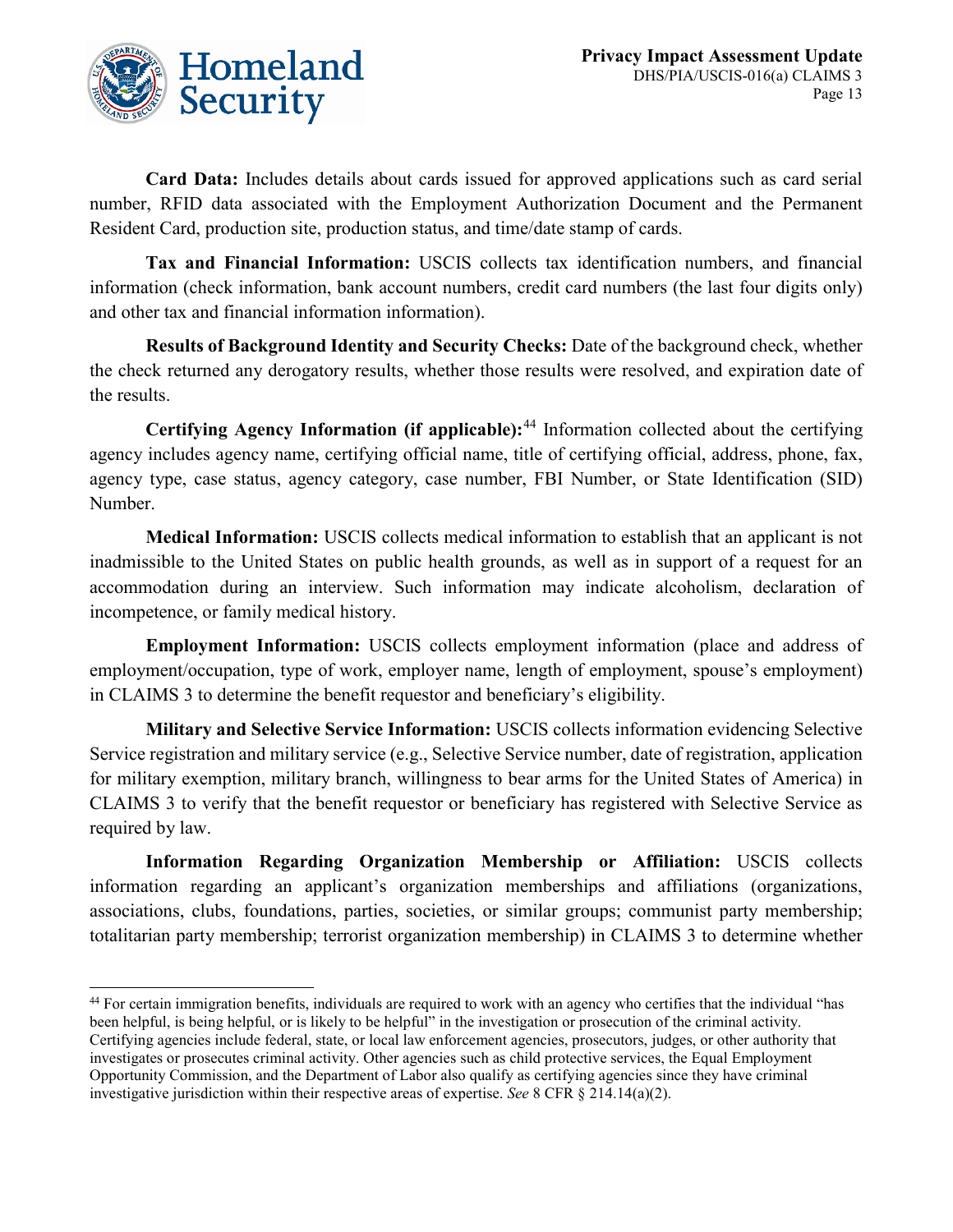**Card Data:** Includes details about cards issued for approved applications such as card serial number, RFID data associated with the Employment Authorization Document and the Permanent Resident Card, production site, production status, and time/date stamp of cards.

**Tax and Financial Information:** USCIS collects tax identification numbers, and financial information (check information, bank account numbers, credit card numbers (the last four digits only) and other tax and financial information information).

**Results of Background Identity and Security Checks:** Date of the background check, whether the check returned any derogatory results, whether those results were resolved, and expiration date of the results.

**Certifying Agency Information (if applicable):**[44] Information collected about the certifying agency includes agency name, certifying official name, title of certifying official, address, phone, fax, agency type, case status, agency category, case number, FBI Number, or State Identification (SID) Number.

**Medical Information:** USCIS collects medical information to establish that an applicant is not inadmissible to the United States on public health grounds, as well as in support of a request for an accommodation during an interview. Such information may indicate alcoholism, declaration of incompetence, or family medical history.

**Employment Information:** USCIS collects employment information (place and address of employment/occupation, type of work, employer name, length of employment, spouse's employment) in CLAIMS 3 to determine the benefit requestor and beneficiary's eligibility.

**Military and Selective Service Information:** USCIS collects information evidencing Selective Service registration and military service (e.g., Selective Service number, date of registration, application for military exemption, military branch, willingness to bear arms for the United States of America) in CLAIMS 3 to verify that the benefit requestor or beneficiary has registered with Selective Service as required by law.

**Information Regarding Organization Membership or Affiliation:** USCIS collects information regarding an applicant's organization memberships and affiliations (organizations, associations, clubs, foundations, parties, societies, or similar groups; communist party membership; totalitarian party membership; terrorist organization membership) in CLAIMS 3 to determine whether

---

[44] For certain immigration benefits, individuals are required to work with an agency who certifies that the individual "has been helpful, is being helpful, or is likely to be helpful" in the investigation or prosecution of the criminal activity. Certifying agencies include federal, state, or local law enforcement agencies, prosecutors, judges, or other authority that investigates or prosecutes criminal activity. Other agencies such as child protective services, the Equal Employment Opportunity Commission, and the Department of Labor also qualify as certifying agencies since they have criminal investigative jurisdiction within their respective areas of expertise. *See* 8 CFR § 214.14(a)(2).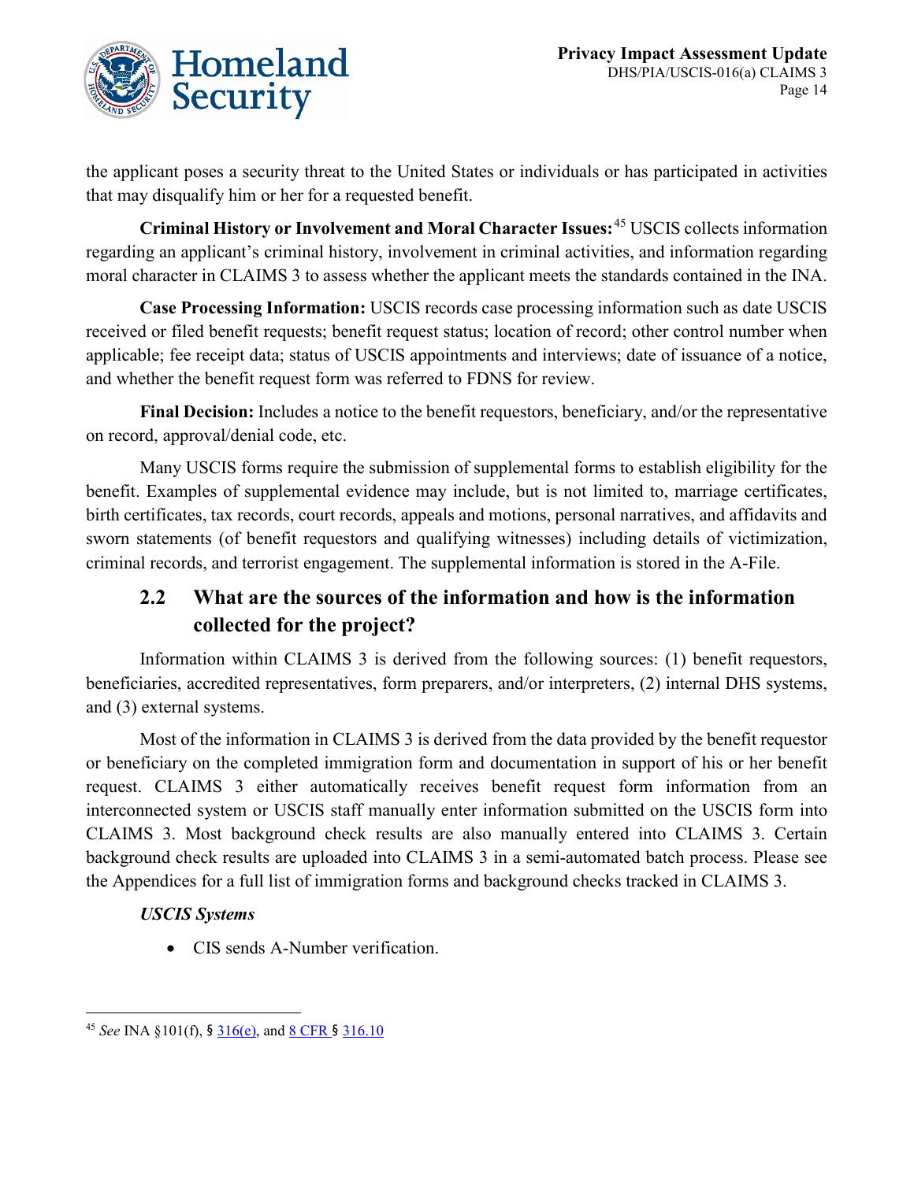the applicant poses a security threat to the United States or individuals or has participated in activities that may disqualify him or her for a requested benefit.

**Criminal History or Involvement and Moral Character Issues:**[45] USCIS collects information regarding an applicant's criminal history, involvement in criminal activities, and information regarding moral character in CLAIMS 3 to assess whether the applicant meets the standards contained in the INA.

**Case Processing Information:** USCIS records case processing information such as date USCIS received or filed benefit requests; benefit request status; location of record; other control number when applicable; fee receipt data; status of USCIS appointments and interviews; date of issuance of a notice, and whether the benefit request form was referred to FDNS for review.

**Final Decision:** Includes a notice to the benefit requestors, beneficiary, and/or the representative on record, approval/denial code, etc.

Many USCIS forms require the submission of supplemental forms to establish eligibility for the benefit. Examples of supplemental evidence may include, but is not limited to, marriage certificates, birth certificates, tax records, court records, appeals and motions, personal narratives, and affidavits and sworn statements (of benefit requestors and qualifying witnesses) including details of victimization, criminal records, and terrorist engagement. The supplemental information is stored in the A-File.

## 2.2 What are the sources of the information and how is the information collected for the project?

Information within CLAIMS 3 is derived from the following sources: (1) benefit requestors, beneficiaries, accredited representatives, form preparers, and/or interpreters, (2) internal DHS systems, and (3) external systems.

Most of the information in CLAIMS 3 is derived from the data provided by the benefit requestor or beneficiary on the completed immigration form and documentation in support of his or her benefit request. CLAIMS 3 either automatically receives benefit request form information from an interconnected system or USCIS staff manually enter information submitted on the USCIS form into CLAIMS 3. Most background check results are also manually entered into CLAIMS 3. Certain background check results are uploaded into CLAIMS 3 in a semi-automated batch process. Please see the Appendices for a full list of immigration forms and background checks tracked in CLAIMS 3.

***USCIS Systems***

- CIS sends A-Number verification.

[45] *See* INA §101(f), § 316(e), and 8 CFR § 316.10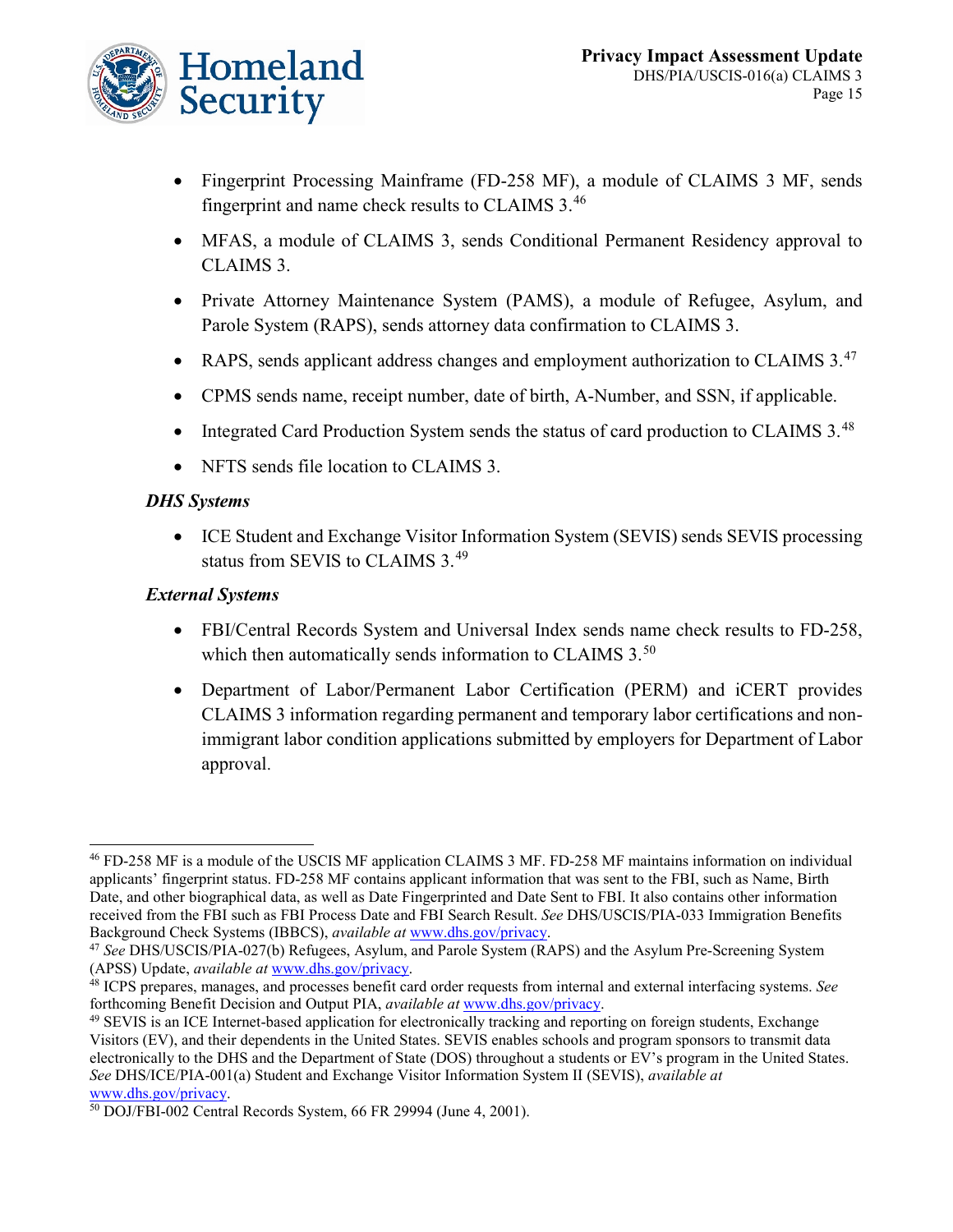- Fingerprint Processing Mainframe (FD-258 MF), a module of CLAIMS 3 MF, sends fingerprint and name check results to CLAIMS 3.[46]
- MFAS, a module of CLAIMS 3, sends Conditional Permanent Residency approval to CLAIMS 3.
- Private Attorney Maintenance System (PAMS), a module of Refugee, Asylum, and Parole System (RAPS), sends attorney data confirmation to CLAIMS 3.
- RAPS, sends applicant address changes and employment authorization to CLAIMS 3.[47]
- CPMS sends name, receipt number, date of birth, A-Number, and SSN, if applicable.
- Integrated Card Production System sends the status of card production to CLAIMS 3.[48]
- NFTS sends file location to CLAIMS 3.

***DHS Systems***

- ICE Student and Exchange Visitor Information System (SEVIS) sends SEVIS processing status from SEVIS to CLAIMS 3.[49]

***External Systems***

- FBI/Central Records System and Universal Index sends name check results to FD-258, which then automatically sends information to CLAIMS 3.[50]
- Department of Labor/Permanent Labor Certification (PERM) and iCERT provides CLAIMS 3 information regarding permanent and temporary labor certifications and non-immigrant labor condition applications submitted by employers for Department of Labor approval.

---

[46] FD-258 MF is a module of the USCIS MF application CLAIMS 3 MF. FD-258 MF maintains information on individual applicants' fingerprint status. FD-258 MF contains applicant information that was sent to the FBI, such as Name, Birth Date, and other biographical data, as well as Date Fingerprinted and Date Sent to FBI. It also contains other information received from the FBI such as FBI Process Date and FBI Search Result. *See* DHS/USCIS/PIA-033 Immigration Benefits Background Check Systems (IBBCS), *available at* www.dhs.gov/privacy.

[47] *See* DHS/USCIS/PIA-027(b) Refugees, Asylum, and Parole System (RAPS) and the Asylum Pre-Screening System (APSS) Update, *available at* www.dhs.gov/privacy.

[48] ICPS prepares, manages, and processes benefit card order requests from internal and external interfacing systems. *See* forthcoming Benefit Decision and Output PIA, *available at* www.dhs.gov/privacy.

[49] SEVIS is an ICE Internet-based application for electronically tracking and reporting on foreign students, Exchange Visitors (EV), and their dependents in the United States. SEVIS enables schools and program sponsors to transmit data electronically to the DHS and the Department of State (DOS) throughout a students or EV's program in the United States. *See* DHS/ICE/PIA-001(a) Student and Exchange Visitor Information System II (SEVIS), *available at* www.dhs.gov/privacy.

[50] DOJ/FBI-002 Central Records System, 66 FR 29994 (June 4, 2001).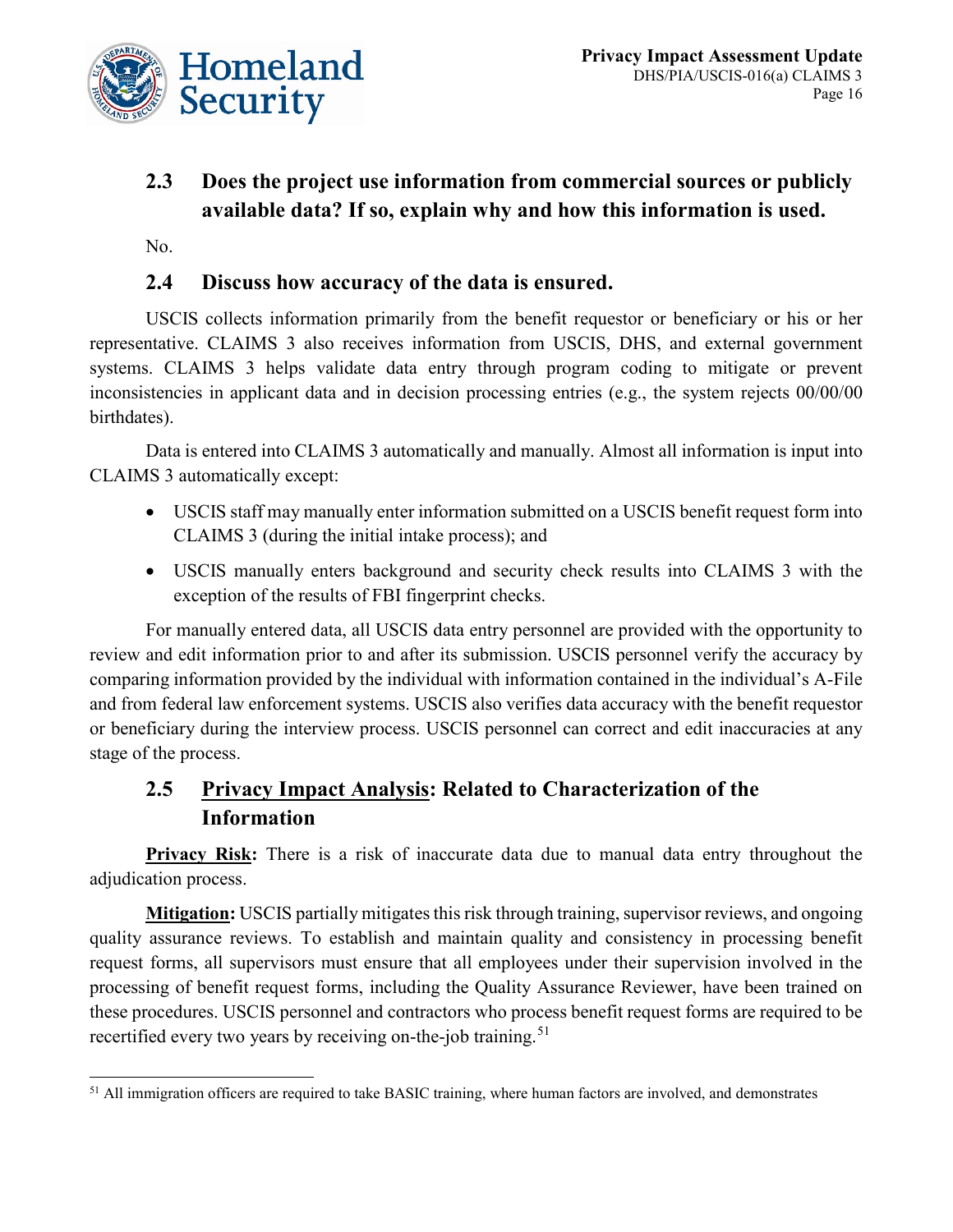### 2.3 Does the project use information from commercial sources or publicly available data? If so, explain why and how this information is used.

No.

### 2.4 Discuss how accuracy of the data is ensured.

USCIS collects information primarily from the benefit requestor or beneficiary or his or her representative. CLAIMS 3 also receives information from USCIS, DHS, and external government systems. CLAIMS 3 helps validate data entry through program coding to mitigate or prevent inconsistencies in applicant data and in decision processing entries (e.g., the system rejects 00/00/00 birthdates).

Data is entered into CLAIMS 3 automatically and manually. Almost all information is input into CLAIMS 3 automatically except:

- USCIS staff may manually enter information submitted on a USCIS benefit request form into CLAIMS 3 (during the initial intake process); and
- USCIS manually enters background and security check results into CLAIMS 3 with the exception of the results of FBI fingerprint checks.

For manually entered data, all USCIS data entry personnel are provided with the opportunity to review and edit information prior to and after its submission. USCIS personnel verify the accuracy by comparing information provided by the individual with information contained in the individual's A-File and from federal law enforcement systems. USCIS also verifies data accuracy with the benefit requestor or beneficiary during the interview process. USCIS personnel can correct and edit inaccuracies at any stage of the process.

### 2.5 <u>Privacy Impact Analysis</u>: Related to Characterization of the Information

**<u>Privacy Risk</u>:** There is a risk of inaccurate data due to manual data entry throughout the adjudication process.

**<u>Mitigation</u>:** USCIS partially mitigates this risk through training, supervisor reviews, and ongoing quality assurance reviews. To establish and maintain quality and consistency in processing benefit request forms, all supervisors must ensure that all employees under their supervision involved in the processing of benefit request forms, including the Quality Assurance Reviewer, have been trained on these procedures. USCIS personnel and contractors who process benefit request forms are required to be recertified every two years by receiving on-the-job training.[51]

[51] All immigration officers are required to take BASIC training, where human factors are involved, and demonstrates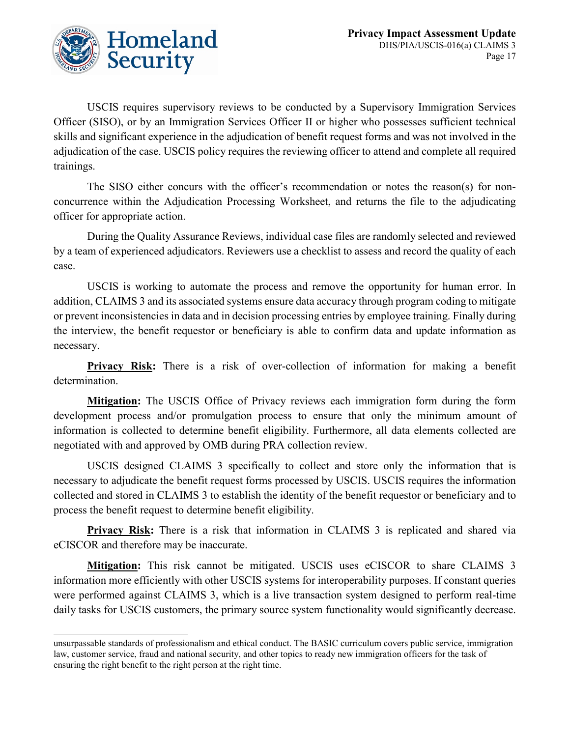USCIS requires supervisory reviews to be conducted by a Supervisory Immigration Services Officer (SISO), or by an Immigration Services Officer II or higher who possesses sufficient technical skills and significant experience in the adjudication of benefit request forms and was not involved in the adjudication of the case. USCIS policy requires the reviewing officer to attend and complete all required trainings.

The SISO either concurs with the officer's recommendation or notes the reason(s) for non-concurrence within the Adjudication Processing Worksheet, and returns the file to the adjudicating officer for appropriate action.

During the Quality Assurance Reviews, individual case files are randomly selected and reviewed by a team of experienced adjudicators. Reviewers use a checklist to assess and record the quality of each case.

USCIS is working to automate the process and remove the opportunity for human error. In addition, CLAIMS 3 and its associated systems ensure data accuracy through program coding to mitigate or prevent inconsistencies in data and in decision processing entries by employee training. Finally during the interview, the benefit requestor or beneficiary is able to confirm data and update information as necessary.

**Privacy Risk:** There is a risk of over-collection of information for making a benefit determination.

**Mitigation:** The USCIS Office of Privacy reviews each immigration form during the form development process and/or promulgation process to ensure that only the minimum amount of information is collected to determine benefit eligibility. Furthermore, all data elements collected are negotiated with and approved by OMB during PRA collection review.

USCIS designed CLAIMS 3 specifically to collect and store only the information that is necessary to adjudicate the benefit request forms processed by USCIS. USCIS requires the information collected and stored in CLAIMS 3 to establish the identity of the benefit requestor or beneficiary and to process the benefit request to determine benefit eligibility.

**Privacy Risk:** There is a risk that information in CLAIMS 3 is replicated and shared via eCISCOR and therefore may be inaccurate.

**Mitigation:** This risk cannot be mitigated. USCIS uses eCISCOR to share CLAIMS 3 information more efficiently with other USCIS systems for interoperability purposes. If constant queries were performed against CLAIMS 3, which is a live transaction system designed to perform real-time daily tasks for USCIS customers, the primary source system functionality would significantly decrease.

---

unsurpassable standards of professionalism and ethical conduct. The BASIC curriculum covers public service, immigration law, customer service, fraud and national security, and other topics to ready new immigration officers for the task of ensuring the right benefit to the right person at the right time.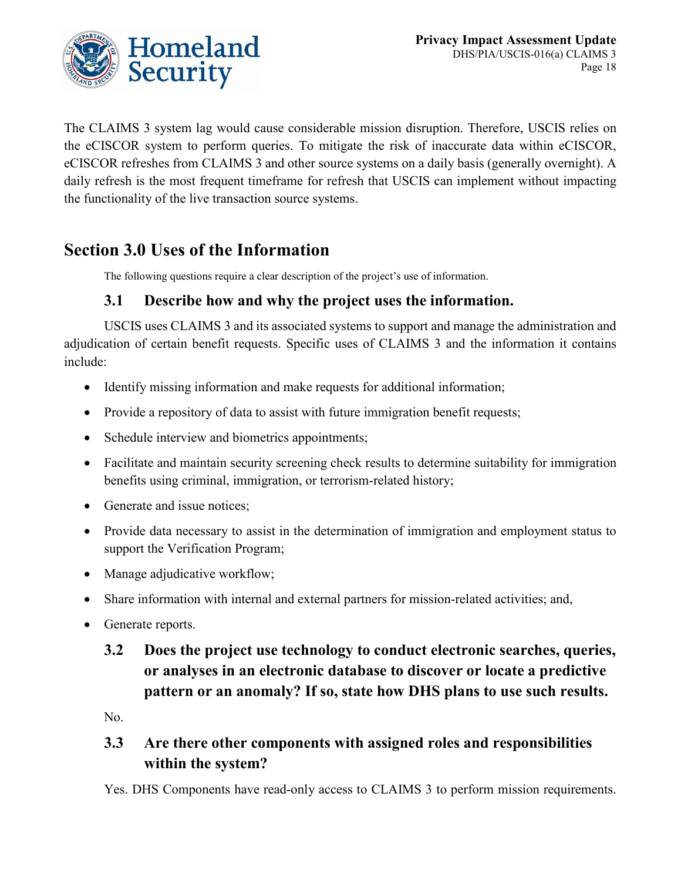The CLAIMS 3 system lag would cause considerable mission disruption. Therefore, USCIS relies on the eCISCOR system to perform queries. To mitigate the risk of inaccurate data within eCISCOR, eCISCOR refreshes from CLAIMS 3 and other source systems on a daily basis (generally overnight). A daily refresh is the most frequent timeframe for refresh that USCIS can implement without impacting the functionality of the live transaction source systems.

## Section 3.0 Uses of the Information

The following questions require a clear description of the project's use of information.

### 3.1 Describe how and why the project uses the information.

USCIS uses CLAIMS 3 and its associated systems to support and manage the administration and adjudication of certain benefit requests. Specific uses of CLAIMS 3 and the information it contains include:

- Identify missing information and make requests for additional information;
- Provide a repository of data to assist with future immigration benefit requests;
- Schedule interview and biometrics appointments;
- Facilitate and maintain security screening check results to determine suitability for immigration benefits using criminal, immigration, or terrorism-related history;
- Generate and issue notices;
- Provide data necessary to assist in the determination of immigration and employment status to support the Verification Program;
- Manage adjudicative workflow;
- Share information with internal and external partners for mission-related activities; and,
- Generate reports.

### 3.2 Does the project use technology to conduct electronic searches, queries, or analyses in an electronic database to discover or locate a predictive pattern or an anomaly? If so, state how DHS plans to use such results.

No.

### 3.3 Are there other components with assigned roles and responsibilities within the system?

Yes. DHS Components have read-only access to CLAIMS 3 to perform mission requirements.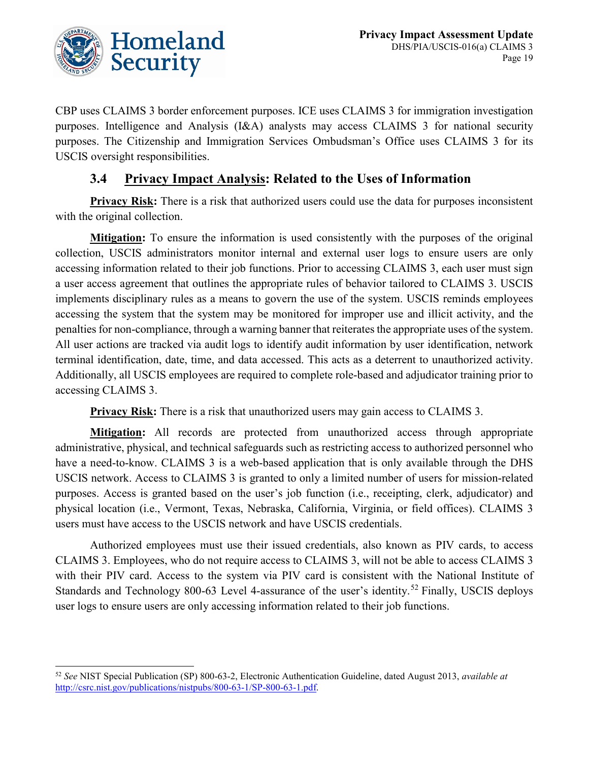CBP uses CLAIMS 3 border enforcement purposes. ICE uses CLAIMS 3 for immigration investigation purposes. Intelligence and Analysis (I&A) analysts may access CLAIMS 3 for national security purposes. The Citizenship and Immigration Services Ombudsman's Office uses CLAIMS 3 for its USCIS oversight responsibilities.

## 3.4 Privacy Impact Analysis: Related to the Uses of Information

**Privacy Risk:** There is a risk that authorized users could use the data for purposes inconsistent with the original collection.

**Mitigation:** To ensure the information is used consistently with the purposes of the original collection, USCIS administrators monitor internal and external user logs to ensure users are only accessing information related to their job functions. Prior to accessing CLAIMS 3, each user must sign a user access agreement that outlines the appropriate rules of behavior tailored to CLAIMS 3. USCIS implements disciplinary rules as a means to govern the use of the system. USCIS reminds employees accessing the system that the system may be monitored for improper use and illicit activity, and the penalties for non-compliance, through a warning banner that reiterates the appropriate uses of the system. All user actions are tracked via audit logs to identify audit information by user identification, network terminal identification, date, time, and data accessed. This acts as a deterrent to unauthorized activity. Additionally, all USCIS employees are required to complete role-based and adjudicator training prior to accessing CLAIMS 3.

**Privacy Risk:** There is a risk that unauthorized users may gain access to CLAIMS 3.

**Mitigation:** All records are protected from unauthorized access through appropriate administrative, physical, and technical safeguards such as restricting access to authorized personnel who have a need-to-know. CLAIMS 3 is a web-based application that is only available through the DHS USCIS network. Access to CLAIMS 3 is granted to only a limited number of users for mission-related purposes. Access is granted based on the user's job function (i.e., receipting, clerk, adjudicator) and physical location (i.e., Vermont, Texas, Nebraska, California, Virginia, or field offices). CLAIMS 3 users must have access to the USCIS network and have USCIS credentials.

Authorized employees must use their issued credentials, also known as PIV cards, to access CLAIMS 3. Employees, who do not require access to CLAIMS 3, will not be able to access CLAIMS 3 with their PIV card. Access to the system via PIV card is consistent with the National Institute of Standards and Technology 800-63 Level 4-assurance of the user's identity.[52] Finally, USCIS deploys user logs to ensure users are only accessing information related to their job functions.

---

[52] *See* NIST Special Publication (SP) 800-63-2, Electronic Authentication Guideline, dated August 2013, *available at* http://csrc.nist.gov/publications/nistpubs/800-63-1/SP-800-63-1.pdf.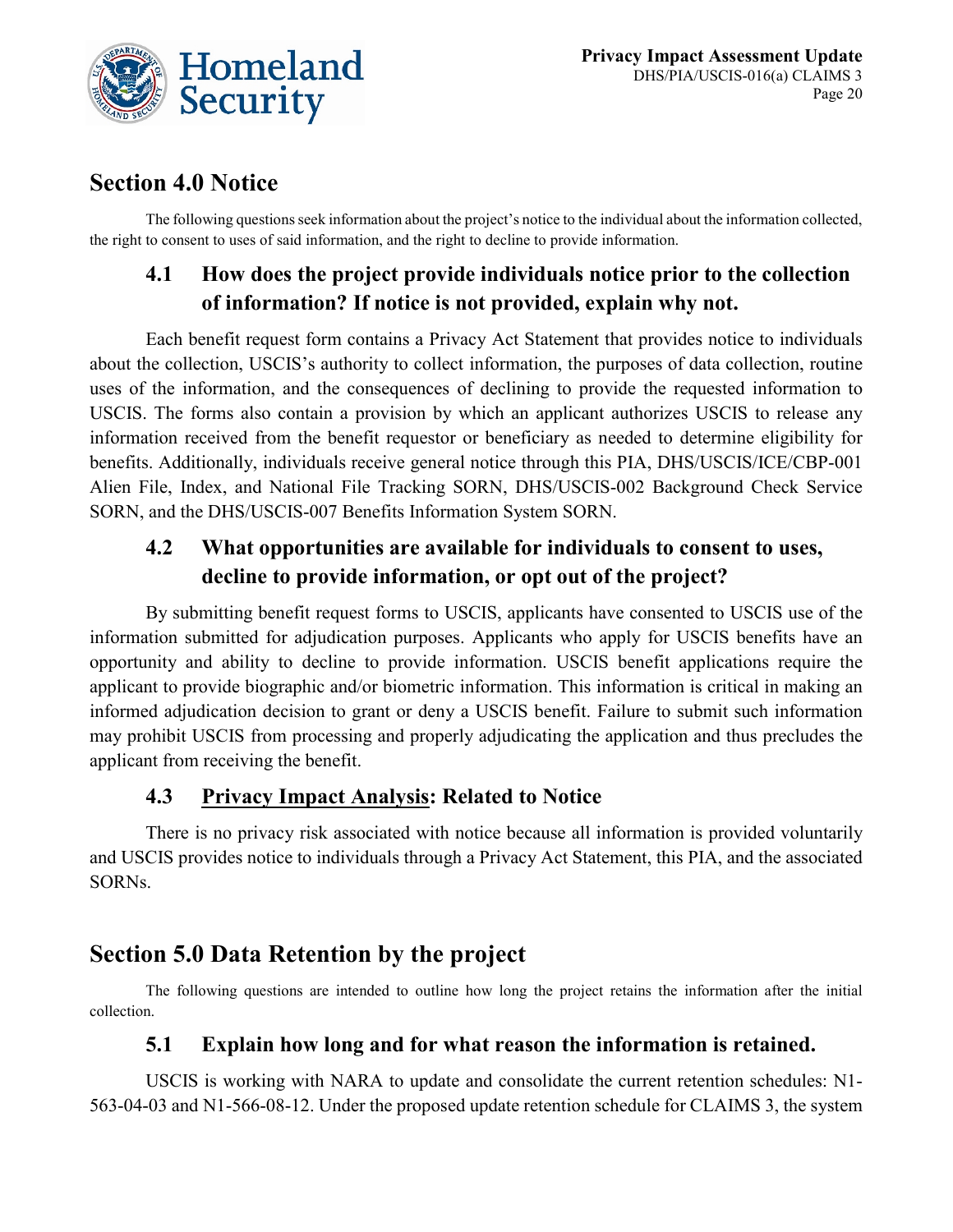## Section 4.0 Notice

The following questions seek information about the project's notice to the individual about the information collected, the right to consent to uses of said information, and the right to decline to provide information.

### 4.1 How does the project provide individuals notice prior to the collection of information? If notice is not provided, explain why not.

Each benefit request form contains a Privacy Act Statement that provides notice to individuals about the collection, USCIS's authority to collect information, the purposes of data collection, routine uses of the information, and the consequences of declining to provide the requested information to USCIS. The forms also contain a provision by which an applicant authorizes USCIS to release any information received from the benefit requestor or beneficiary as needed to determine eligibility for benefits. Additionally, individuals receive general notice through this PIA, DHS/USCIS/ICE/CBP-001 Alien File, Index, and National File Tracking SORN, DHS/USCIS-002 Background Check Service SORN, and the DHS/USCIS-007 Benefits Information System SORN.

### 4.2 What opportunities are available for individuals to consent to uses, decline to provide information, or opt out of the project?

By submitting benefit request forms to USCIS, applicants have consented to USCIS use of the information submitted for adjudication purposes. Applicants who apply for USCIS benefits have an opportunity and ability to decline to provide information. USCIS benefit applications require the applicant to provide biographic and/or biometric information. This information is critical in making an informed adjudication decision to grant or deny a USCIS benefit. Failure to submit such information may prohibit USCIS from processing and properly adjudicating the application and thus precludes the applicant from receiving the benefit.

### 4.3 Privacy Impact Analysis: Related to Notice

There is no privacy risk associated with notice because all information is provided voluntarily and USCIS provides notice to individuals through a Privacy Act Statement, this PIA, and the associated SORNs.

## Section 5.0 Data Retention by the project

The following questions are intended to outline how long the project retains the information after the initial collection.

### 5.1 Explain how long and for what reason the information is retained.

USCIS is working with NARA to update and consolidate the current retention schedules: N1-563-04-03 and N1-566-08-12. Under the proposed update retention schedule for CLAIMS 3, the system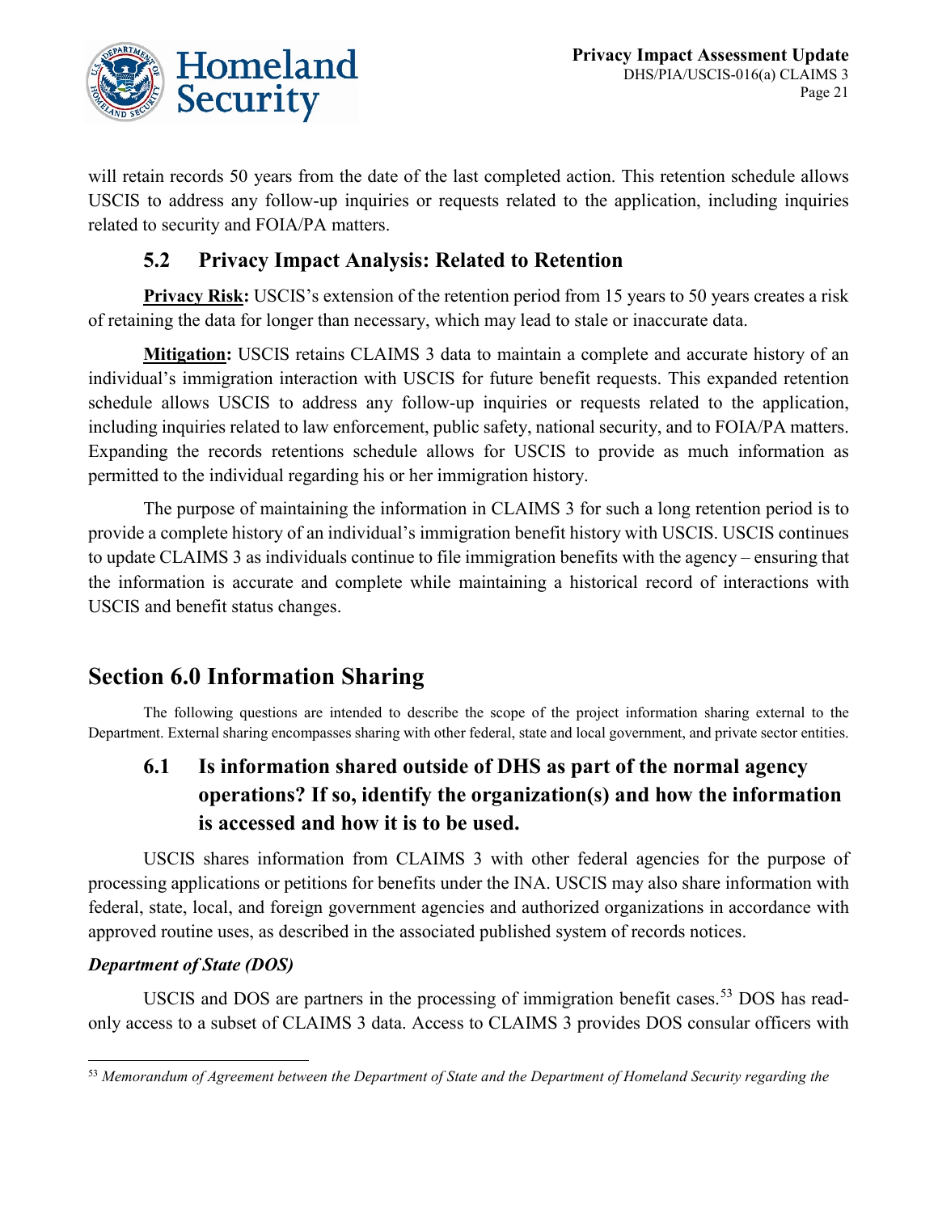will retain records 50 years from the date of the last completed action. This retention schedule allows USCIS to address any follow-up inquiries or requests related to the application, including inquiries related to security and FOIA/PA matters.

### 5.2 Privacy Impact Analysis: Related to Retention

**Privacy Risk:** USCIS's extension of the retention period from 15 years to 50 years creates a risk of retaining the data for longer than necessary, which may lead to stale or inaccurate data.

**Mitigation:** USCIS retains CLAIMS 3 data to maintain a complete and accurate history of an individual's immigration interaction with USCIS for future benefit requests. This expanded retention schedule allows USCIS to address any follow-up inquiries or requests related to the application, including inquiries related to law enforcement, public safety, national security, and to FOIA/PA matters. Expanding the records retentions schedule allows for USCIS to provide as much information as permitted to the individual regarding his or her immigration history.

The purpose of maintaining the information in CLAIMS 3 for such a long retention period is to provide a complete history of an individual's immigration benefit history with USCIS. USCIS continues to update CLAIMS 3 as individuals continue to file immigration benefits with the agency – ensuring that the information is accurate and complete while maintaining a historical record of interactions with USCIS and benefit status changes.

## Section 6.0 Information Sharing

The following questions are intended to describe the scope of the project information sharing external to the Department. External sharing encompasses sharing with other federal, state and local government, and private sector entities.

### 6.1 Is information shared outside of DHS as part of the normal agency operations? If so, identify the organization(s) and how the information is accessed and how it is to be used.

USCIS shares information from CLAIMS 3 with other federal agencies for the purpose of processing applications or petitions for benefits under the INA. USCIS may also share information with federal, state, local, and foreign government agencies and authorized organizations in accordance with approved routine uses, as described in the associated published system of records notices.

***Department of State (DOS)***

USCIS and DOS are partners in the processing of immigration benefit cases.[53] DOS has read-only access to a subset of CLAIMS 3 data. Access to CLAIMS 3 provides DOS consular officers with

[53] *Memorandum of Agreement between the Department of State and the Department of Homeland Security regarding the*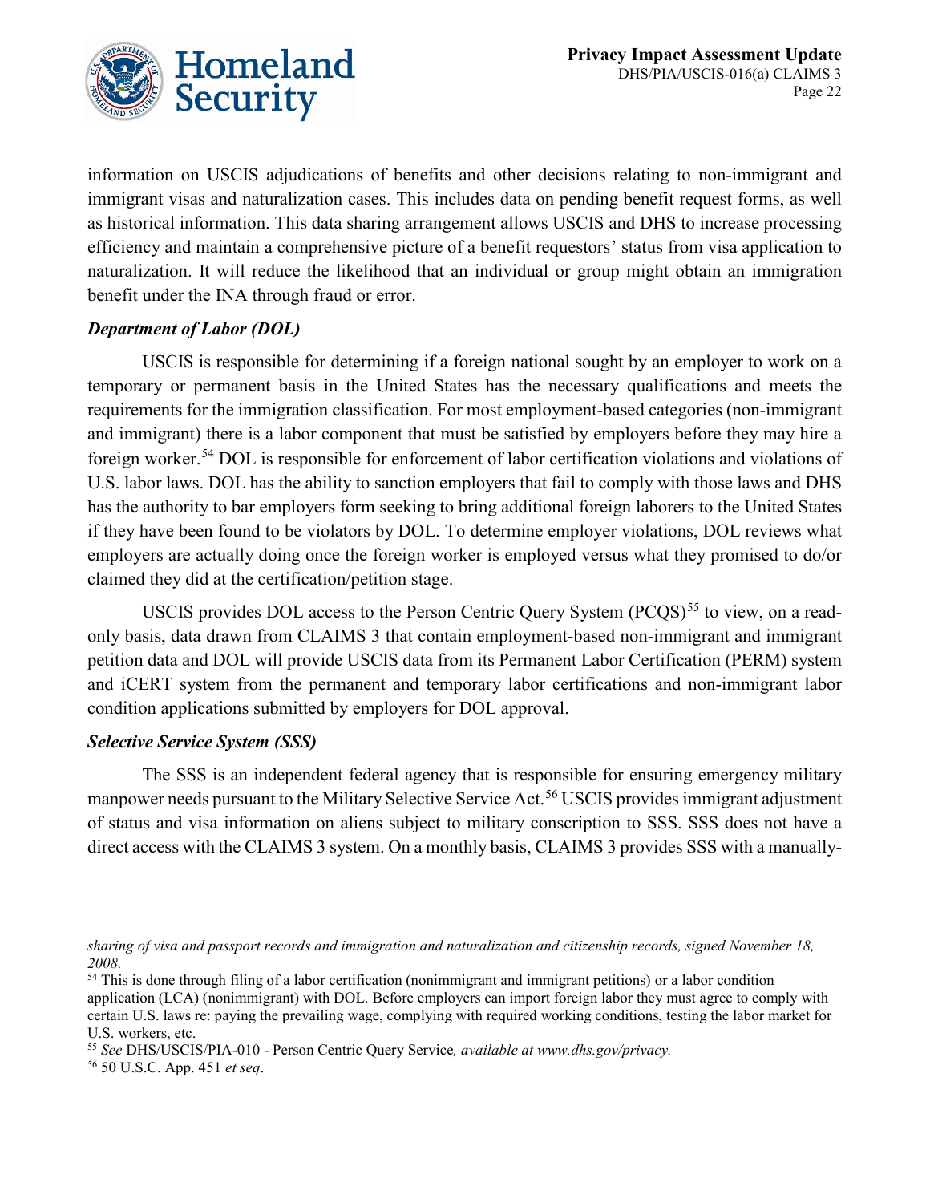information on USCIS adjudications of benefits and other decisions relating to non-immigrant and immigrant visas and naturalization cases. This includes data on pending benefit request forms, as well as historical information. This data sharing arrangement allows USCIS and DHS to increase processing efficiency and maintain a comprehensive picture of a benefit requestors' status from visa application to naturalization. It will reduce the likelihood that an individual or group might obtain an immigration benefit under the INA through fraud or error.

***Department of Labor (DOL)***

USCIS is responsible for determining if a foreign national sought by an employer to work on a temporary or permanent basis in the United States has the necessary qualifications and meets the requirements for the immigration classification. For most employment-based categories (non-immigrant and immigrant) there is a labor component that must be satisfied by employers before they may hire a foreign worker.[54] DOL is responsible for enforcement of labor certification violations and violations of U.S. labor laws. DOL has the ability to sanction employers that fail to comply with those laws and DHS has the authority to bar employers form seeking to bring additional foreign laborers to the United States if they have been found to be violators by DOL. To determine employer violations, DOL reviews what employers are actually doing once the foreign worker is employed versus what they promised to do/or claimed they did at the certification/petition stage.

USCIS provides DOL access to the Person Centric Query System (PCQS)[55] to view, on a read-only basis, data drawn from CLAIMS 3 that contain employment-based non-immigrant and immigrant petition data and DOL will provide USCIS data from its Permanent Labor Certification (PERM) system and iCERT system from the permanent and temporary labor certifications and non-immigrant labor condition applications submitted by employers for DOL approval.

***Selective Service System (SSS)***

The SSS is an independent federal agency that is responsible for ensuring emergency military manpower needs pursuant to the Military Selective Service Act.[56] USCIS provides immigrant adjustment of status and visa information on aliens subject to military conscription to SSS. SSS does not have a direct access with the CLAIMS 3 system. On a monthly basis, CLAIMS 3 provides SSS with a manually-

---

*sharing of visa and passport records and immigration and naturalization and citizenship records, signed November 18, 2008.*

[54] This is done through filing of a labor certification (nonimmigrant and immigrant petitions) or a labor condition application (LCA) (nonimmigrant) with DOL. Before employers can import foreign labor they must agree to comply with certain U.S. laws re: paying the prevailing wage, complying with required working conditions, testing the labor market for U.S. workers, etc.

[55] *See* DHS/USCIS/PIA-010 - Person Centric Query Service*, available at www.dhs.gov/privacy.*

[56] 50 U.S.C. App. 451 *et seq*.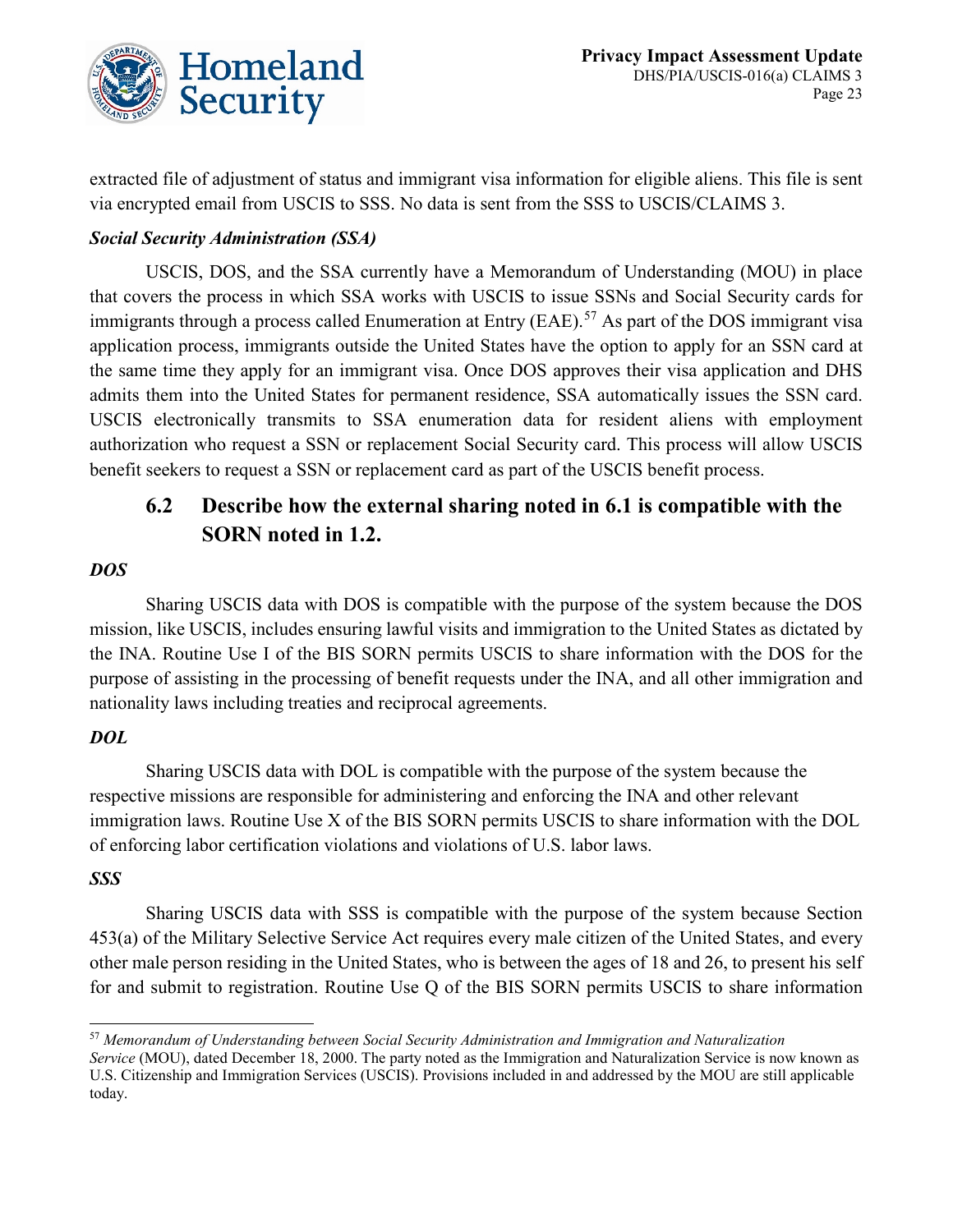extracted file of adjustment of status and immigrant visa information for eligible aliens. This file is sent via encrypted email from USCIS to SSS. No data is sent from the SSS to USCIS/CLAIMS 3.

***Social Security Administration (SSA)***

USCIS, DOS, and the SSA currently have a Memorandum of Understanding (MOU) in place that covers the process in which SSA works with USCIS to issue SSNs and Social Security cards for immigrants through a process called Enumeration at Entry (EAE).[57] As part of the DOS immigrant visa application process, immigrants outside the United States have the option to apply for an SSN card at the same time they apply for an immigrant visa. Once DOS approves their visa application and DHS admits them into the United States for permanent residence, SSA automatically issues the SSN card. USCIS electronically transmits to SSA enumeration data for resident aliens with employment authorization who request a SSN or replacement Social Security card. This process will allow USCIS benefit seekers to request a SSN or replacement card as part of the USCIS benefit process.

## 6.2 Describe how the external sharing noted in 6.1 is compatible with the SORN noted in 1.2.

***DOS***

Sharing USCIS data with DOS is compatible with the purpose of the system because the DOS mission, like USCIS, includes ensuring lawful visits and immigration to the United States as dictated by the INA. Routine Use I of the BIS SORN permits USCIS to share information with the DOS for the purpose of assisting in the processing of benefit requests under the INA, and all other immigration and nationality laws including treaties and reciprocal agreements.

***DOL***

Sharing USCIS data with DOL is compatible with the purpose of the system because the respective missions are responsible for administering and enforcing the INA and other relevant immigration laws. Routine Use X of the BIS SORN permits USCIS to share information with the DOL of enforcing labor certification violations and violations of U.S. labor laws.

***SSS***

Sharing USCIS data with SSS is compatible with the purpose of the system because Section 453(a) of the Military Selective Service Act requires every male citizen of the United States, and every other male person residing in the United States, who is between the ages of 18 and 26, to present his self for and submit to registration. Routine Use Q of the BIS SORN permits USCIS to share information

---

[57] *Memorandum of Understanding between Social Security Administration and Immigration and Naturalization Service* (MOU), dated December 18, 2000. The party noted as the Immigration and Naturalization Service is now known as U.S. Citizenship and Immigration Services (USCIS). Provisions included in and addressed by the MOU are still applicable today.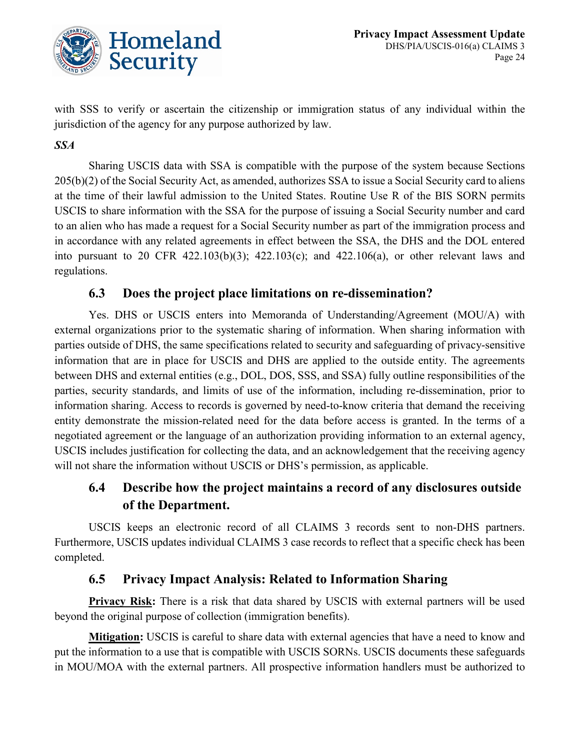with SSS to verify or ascertain the citizenship or immigration status of any individual within the jurisdiction of the agency for any purpose authorized by law.

***SSA***

Sharing USCIS data with SSA is compatible with the purpose of the system because Sections 205(b)(2) of the Social Security Act, as amended, authorizes SSA to issue a Social Security card to aliens at the time of their lawful admission to the United States. Routine Use R of the BIS SORN permits USCIS to share information with the SSA for the purpose of issuing a Social Security number and card to an alien who has made a request for a Social Security number as part of the immigration process and in accordance with any related agreements in effect between the SSA, the DHS and the DOL entered into pursuant to 20 CFR 422.103(b)(3); 422.103(c); and 422.106(a), or other relevant laws and regulations.

## 6.3 Does the project place limitations on re-dissemination?

Yes. DHS or USCIS enters into Memoranda of Understanding/Agreement (MOU/A) with external organizations prior to the systematic sharing of information. When sharing information with parties outside of DHS, the same specifications related to security and safeguarding of privacy-sensitive information that are in place for USCIS and DHS are applied to the outside entity. The agreements between DHS and external entities (e.g., DOL, DOS, SSS, and SSA) fully outline responsibilities of the parties, security standards, and limits of use of the information, including re-dissemination, prior to information sharing. Access to records is governed by need-to-know criteria that demand the receiving entity demonstrate the mission-related need for the data before access is granted. In the terms of a negotiated agreement or the language of an authorization providing information to an external agency, USCIS includes justification for collecting the data, and an acknowledgement that the receiving agency will not share the information without USCIS or DHS's permission, as applicable.

## 6.4 Describe how the project maintains a record of any disclosures outside of the Department.

USCIS keeps an electronic record of all CLAIMS 3 records sent to non-DHS partners. Furthermore, USCIS updates individual CLAIMS 3 case records to reflect that a specific check has been completed.

## 6.5 Privacy Impact Analysis: Related to Information Sharing

**Privacy Risk:** There is a risk that data shared by USCIS with external partners will be used beyond the original purpose of collection (immigration benefits).

**Mitigation:** USCIS is careful to share data with external agencies that have a need to know and put the information to a use that is compatible with USCIS SORNs. USCIS documents these safeguards in MOU/MOA with the external partners. All prospective information handlers must be authorized to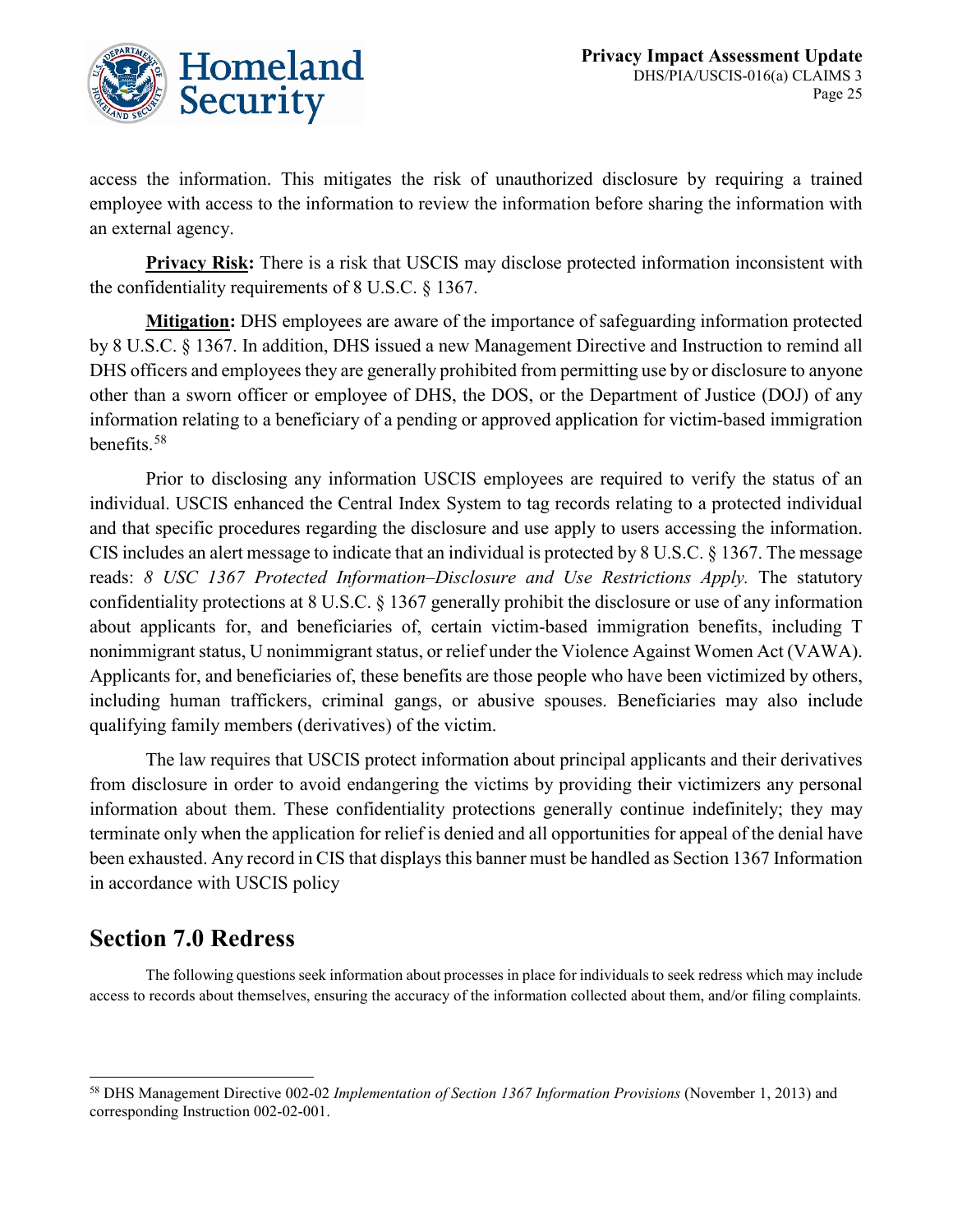access the information. This mitigates the risk of unauthorized disclosure by requiring a trained employee with access to the information to review the information before sharing the information with an external agency.

**Privacy Risk:** There is a risk that USCIS may disclose protected information inconsistent with the confidentiality requirements of 8 U.S.C. § 1367.

**Mitigation:** DHS employees are aware of the importance of safeguarding information protected by 8 U.S.C. § 1367. In addition, DHS issued a new Management Directive and Instruction to remind all DHS officers and employees they are generally prohibited from permitting use by or disclosure to anyone other than a sworn officer or employee of DHS, the DOS, or the Department of Justice (DOJ) of any information relating to a beneficiary of a pending or approved application for victim-based immigration benefits.[58]

Prior to disclosing any information USCIS employees are required to verify the status of an individual. USCIS enhanced the Central Index System to tag records relating to a protected individual and that specific procedures regarding the disclosure and use apply to users accessing the information. CIS includes an alert message to indicate that an individual is protected by 8 U.S.C. § 1367. The message reads: *8 USC 1367 Protected Information–Disclosure and Use Restrictions Apply.* The statutory confidentiality protections at 8 U.S.C. § 1367 generally prohibit the disclosure or use of any information about applicants for, and beneficiaries of, certain victim-based immigration benefits, including T nonimmigrant status, U nonimmigrant status, or relief under the Violence Against Women Act (VAWA). Applicants for, and beneficiaries of, these benefits are those people who have been victimized by others, including human traffickers, criminal gangs, or abusive spouses. Beneficiaries may also include qualifying family members (derivatives) of the victim.

The law requires that USCIS protect information about principal applicants and their derivatives from disclosure in order to avoid endangering the victims by providing their victimizers any personal information about them. These confidentiality protections generally continue indefinitely; they may terminate only when the application for relief is denied and all opportunities for appeal of the denial have been exhausted. Any record in CIS that displays this banner must be handled as Section 1367 Information in accordance with USCIS policy

## Section 7.0 Redress

The following questions seek information about processes in place for individuals to seek redress which may include access to records about themselves, ensuring the accuracy of the information collected about them, and/or filing complaints.

---

[58] DHS Management Directive 002-02 *Implementation of Section 1367 Information Provisions* (November 1, 2013) and corresponding Instruction 002-02-001.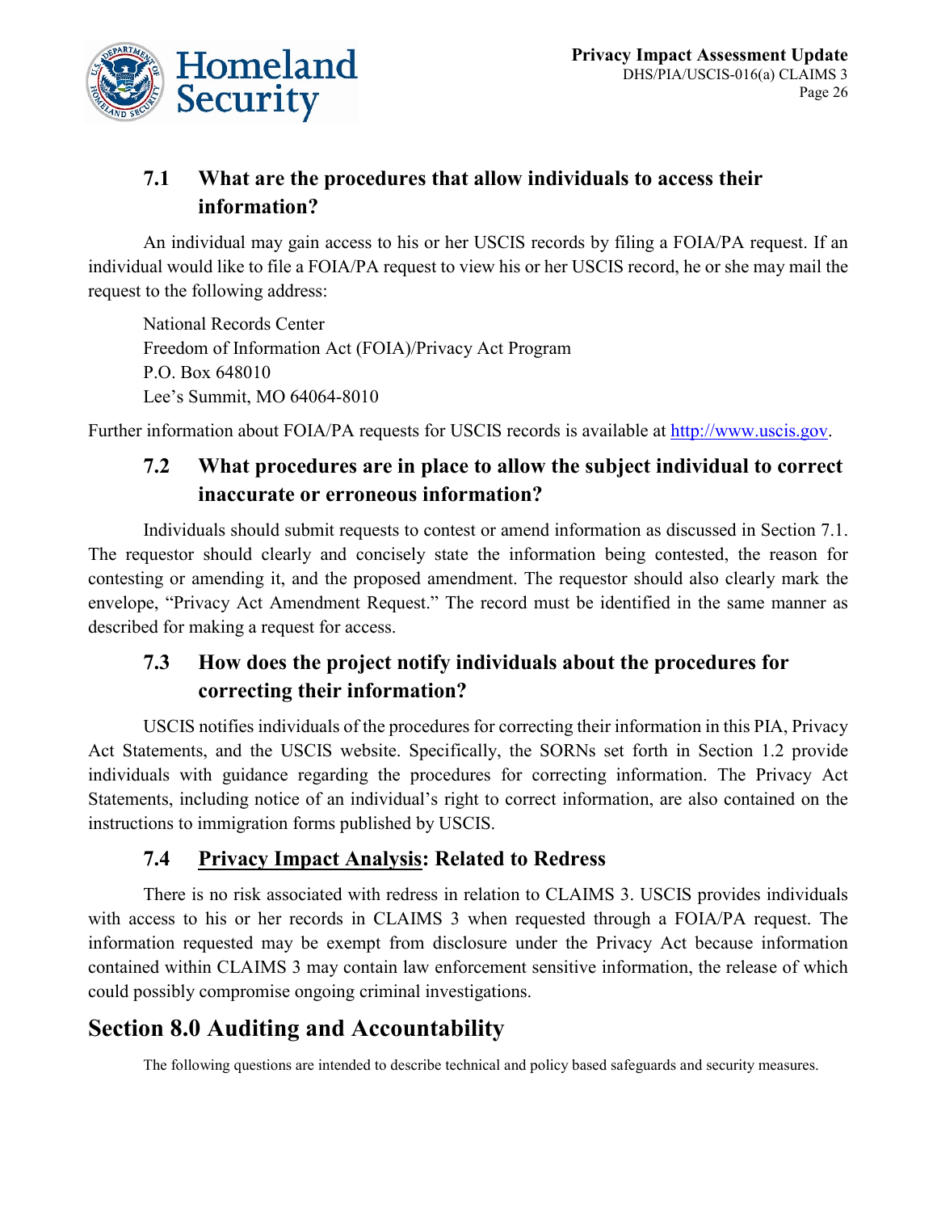### 7.1 What are the procedures that allow individuals to access their information?

An individual may gain access to his or her USCIS records by filing a FOIA/PA request. If an individual would like to file a FOIA/PA request to view his or her USCIS record, he or she may mail the request to the following address:

National Records Center
Freedom of Information Act (FOIA)/Privacy Act Program
P.O. Box 648010
Lee's Summit, MO 64064-8010

Further information about FOIA/PA requests for USCIS records is available at [http://www.uscis.gov](http://www.uscis.gov).

### 7.2 What procedures are in place to allow the subject individual to correct inaccurate or erroneous information?

Individuals should submit requests to contest or amend information as discussed in Section 7.1. The requestor should clearly and concisely state the information being contested, the reason for contesting or amending it, and the proposed amendment. The requestor should also clearly mark the envelope, "Privacy Act Amendment Request." The record must be identified in the same manner as described for making a request for access.

### 7.3 How does the project notify individuals about the procedures for correcting their information?

USCIS notifies individuals of the procedures for correcting their information in this PIA, Privacy Act Statements, and the USCIS website. Specifically, the SORNs set forth in Section 1.2 provide individuals with guidance regarding the procedures for correcting information. The Privacy Act Statements, including notice of an individual's right to correct information, are also contained on the instructions to immigration forms published by USCIS.

### 7.4 Privacy Impact Analysis: Related to Redress

There is no risk associated with redress in relation to CLAIMS 3. USCIS provides individuals with access to his or her records in CLAIMS 3 when requested through a FOIA/PA request. The information requested may be exempt from disclosure under the Privacy Act because information contained within CLAIMS 3 may contain law enforcement sensitive information, the release of which could possibly compromise ongoing criminal investigations.

## Section 8.0 Auditing and Accountability

The following questions are intended to describe technical and policy based safeguards and security measures.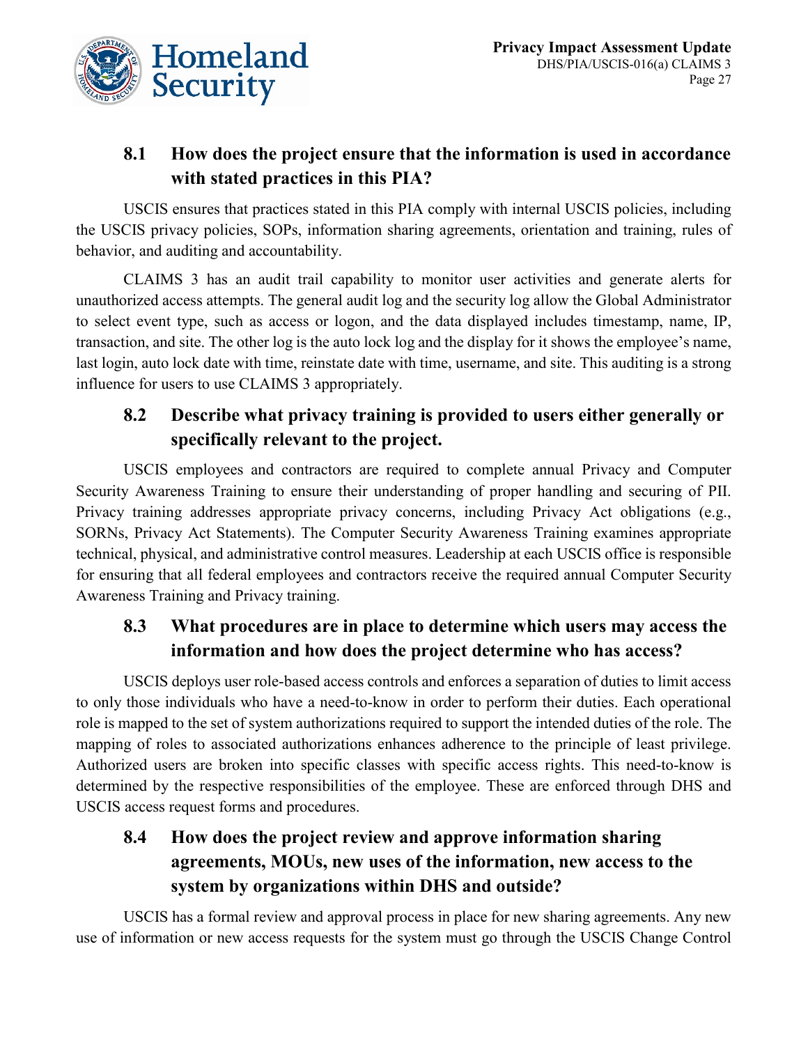### 8.1 How does the project ensure that the information is used in accordance with stated practices in this PIA?

USCIS ensures that practices stated in this PIA comply with internal USCIS policies, including the USCIS privacy policies, SOPs, information sharing agreements, orientation and training, rules of behavior, and auditing and accountability.

CLAIMS 3 has an audit trail capability to monitor user activities and generate alerts for unauthorized access attempts. The general audit log and the security log allow the Global Administrator to select event type, such as access or logon, and the data displayed includes timestamp, name, IP, transaction, and site. The other log is the auto lock log and the display for it shows the employee's name, last login, auto lock date with time, reinstate date with time, username, and site. This auditing is a strong influence for users to use CLAIMS 3 appropriately.

### 8.2 Describe what privacy training is provided to users either generally or specifically relevant to the project.

USCIS employees and contractors are required to complete annual Privacy and Computer Security Awareness Training to ensure their understanding of proper handling and securing of PII. Privacy training addresses appropriate privacy concerns, including Privacy Act obligations (e.g., SORNs, Privacy Act Statements). The Computer Security Awareness Training examines appropriate technical, physical, and administrative control measures. Leadership at each USCIS office is responsible for ensuring that all federal employees and contractors receive the required annual Computer Security Awareness Training and Privacy training.

### 8.3 What procedures are in place to determine which users may access the information and how does the project determine who has access?

USCIS deploys user role-based access controls and enforces a separation of duties to limit access to only those individuals who have a need-to-know in order to perform their duties. Each operational role is mapped to the set of system authorizations required to support the intended duties of the role. The mapping of roles to associated authorizations enhances adherence to the principle of least privilege. Authorized users are broken into specific classes with specific access rights. This need-to-know is determined by the respective responsibilities of the employee. These are enforced through DHS and USCIS access request forms and procedures.

### 8.4 How does the project review and approve information sharing agreements, MOUs, new uses of the information, new access to the system by organizations within DHS and outside?

USCIS has a formal review and approval process in place for new sharing agreements. Any new use of information or new access requests for the system must go through the USCIS Change Control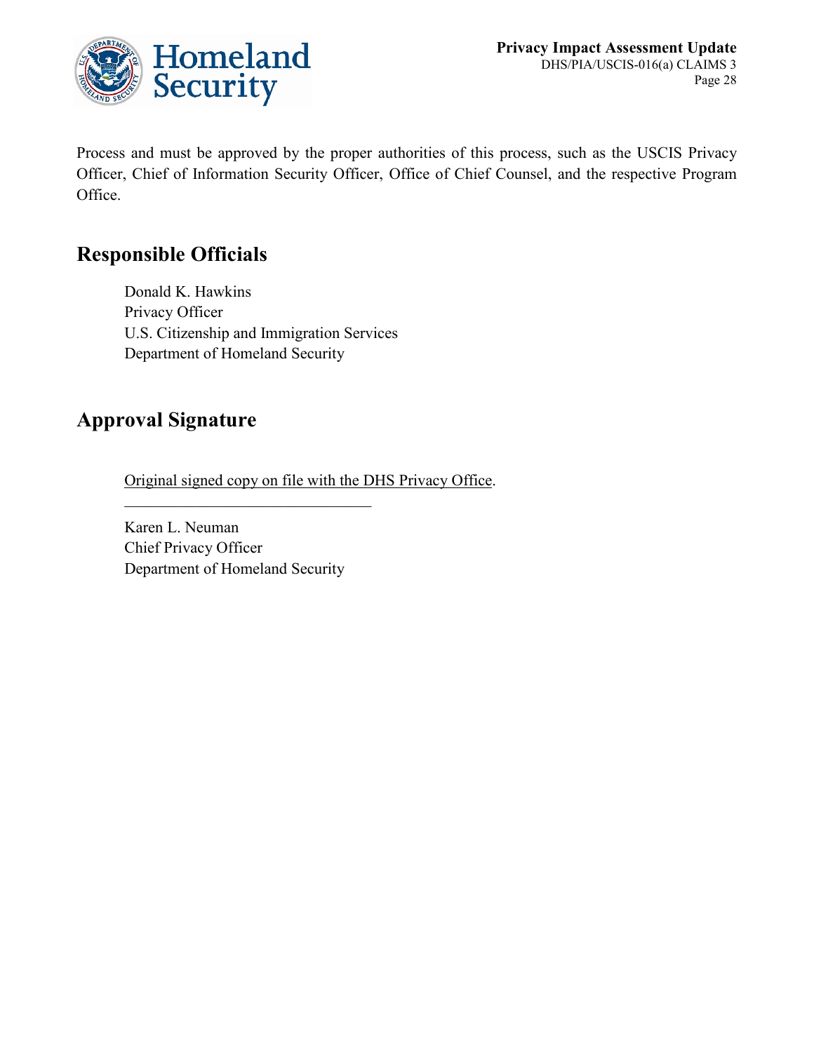Process and must be approved by the proper authorities of this process, such as the USCIS Privacy Officer, Chief of Information Security Officer, Office of Chief Counsel, and the respective Program Office.

## Responsible Officials

Donald K. Hawkins
Privacy Officer
U.S. Citizenship and Immigration Services
Department of Homeland Security

## Approval Signature

Original signed copy on file with the DHS Privacy Office.

________________________________

Karen L. Neuman
Chief Privacy Officer
Department of Homeland Security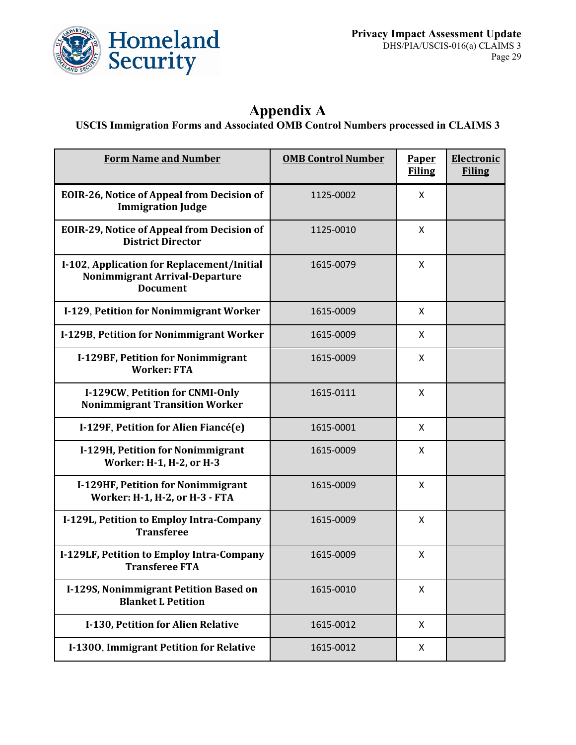# Appendix A

## USCIS Immigration Forms and Associated OMB Control Numbers processed in CLAIMS 3

| Form Name and Number | OMB Control Number | Paper Filing | Electronic Filing |
|---|---|---|---|
| **EOIR-26, Notice of Appeal from Decision of Immigration Judge** | 1125-0002 | X | |
| **EOIR-29, Notice of Appeal from Decision of District Director** | 1125-0010 | X | |
| **I-102, Application for Replacement/Initial Nonimmigrant Arrival-Departure Document** | 1615-0079 | X | |
| **I-129, Petition for Nonimmigrant Worker** | 1615-0009 | X | |
| **I-129B, Petition for Nonimmigrant Worker** | 1615-0009 | X | |
| **I-129BF, Petition for Nonimmigrant Worker: FTA** | 1615-0009 | X | |
| **I-129CW, Petition for CNMI-Only Nonimmigrant Transition Worker** | 1615-0111 | X | |
| **I-129F, Petition for Alien Fiancé(e)** | 1615-0001 | X | |
| **I-129H, Petition for Nonimmigrant Worker: H-1, H-2, or H-3** | 1615-0009 | X | |
| **I-129HF, Petition for Nonimmigrant Worker: H-1, H-2, or H-3 - FTA** | 1615-0009 | X | |
| **I-129L, Petition to Employ Intra-Company Transferee** | 1615-0009 | X | |
| **I-129LF, Petition to Employ Intra-Company Transferee FTA** | 1615-0009 | X | |
| **I-129S, Nonimmigrant Petition Based on Blanket L Petition** | 1615-0010 | X | |
| **I-130, Petition for Alien Relative** | 1615-0012 | X | |
| **I-130O, Immigrant Petition for Relative** | 1615-0012 | X | |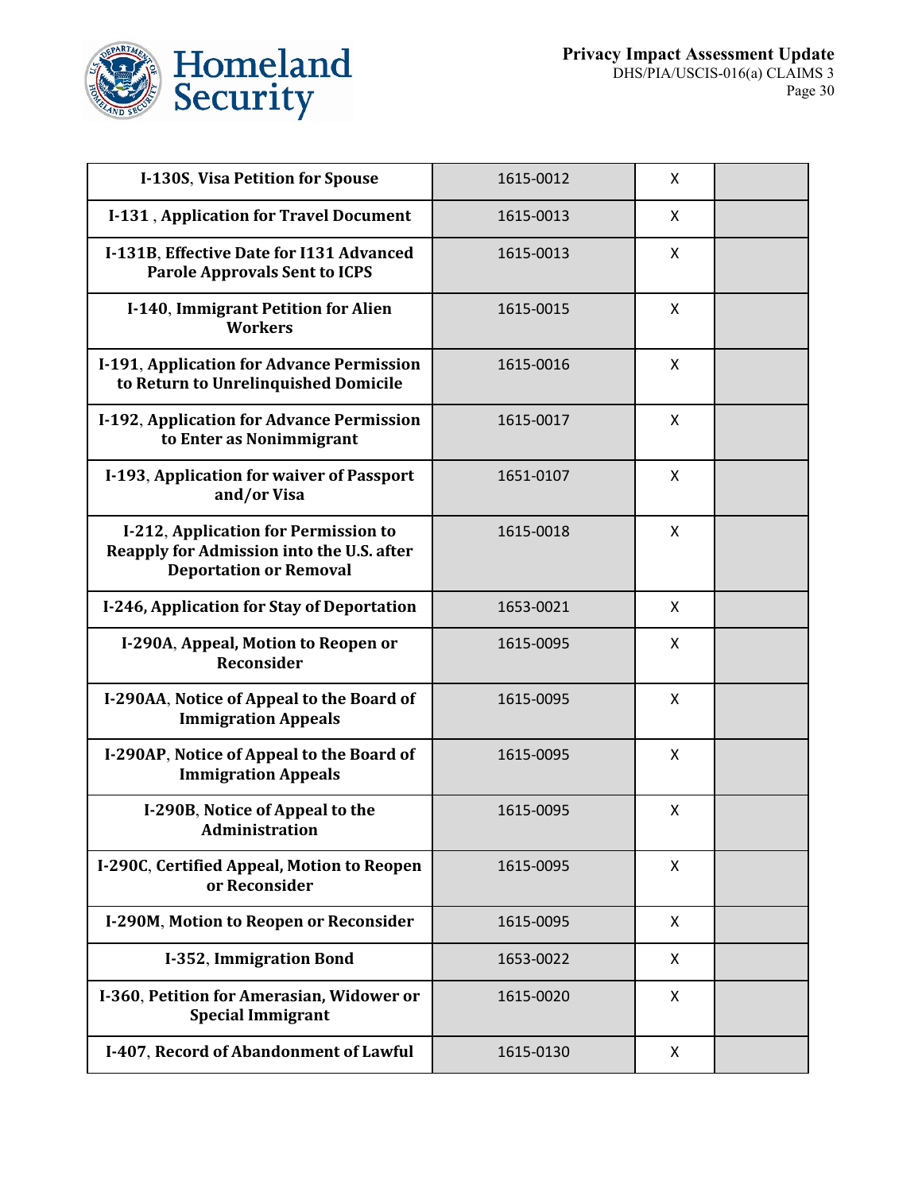| | | | |
|---|---|---|---|
| **I-130S**, **Visa Petition for Spouse** | 1615-0012 | X | |
| **I-131** , **Application for Travel Document** | 1615-0013 | X | |
| **I-131B**, **Effective Date for I131 Advanced Parole Approvals Sent to ICPS** | 1615-0013 | X | |
| **I-140**, **Immigrant Petition for Alien Workers** | 1615-0015 | X | |
| **I-191**, **Application for Advance Permission to Return to Unrelinquished Domicile** | 1615-0016 | X | |
| **I-192**, **Application for Advance Permission to Enter as Nonimmigrant** | 1615-0017 | X | |
| **I-193**, **Application for waiver of Passport and/or Visa** | 1651-0107 | X | |
| **I-212**, **Application for Permission to Reapply for Admission into the U.S. after Deportation or Removal** | 1615-0018 | X | |
| **I-246, Application for Stay of Deportation** | 1653-0021 | X | |
| **I-290A**, **Appeal, Motion to Reopen or Reconsider** | 1615-0095 | X | |
| **I-290AA**, **Notice of Appeal to the Board of Immigration Appeals** | 1615-0095 | X | |
| **I-290AP**, **Notice of Appeal to the Board of Immigration Appeals** | 1615-0095 | X | |
| **I-290B**, **Notice of Appeal to the Administration** | 1615-0095 | X | |
| **I-290C**, **Certified Appeal, Motion to Reopen or Reconsider** | 1615-0095 | X | |
| **I-290M**, **Motion to Reopen or Reconsider** | 1615-0095 | X | |
| **I-352**, **Immigration Bond** | 1653-0022 | X | |
| **I-360**, **Petition for Amerasian, Widower or Special Immigrant** | 1615-0020 | X | |
| **I-407**, **Record of Abandonment of Lawful** | 1615-0130 | X | |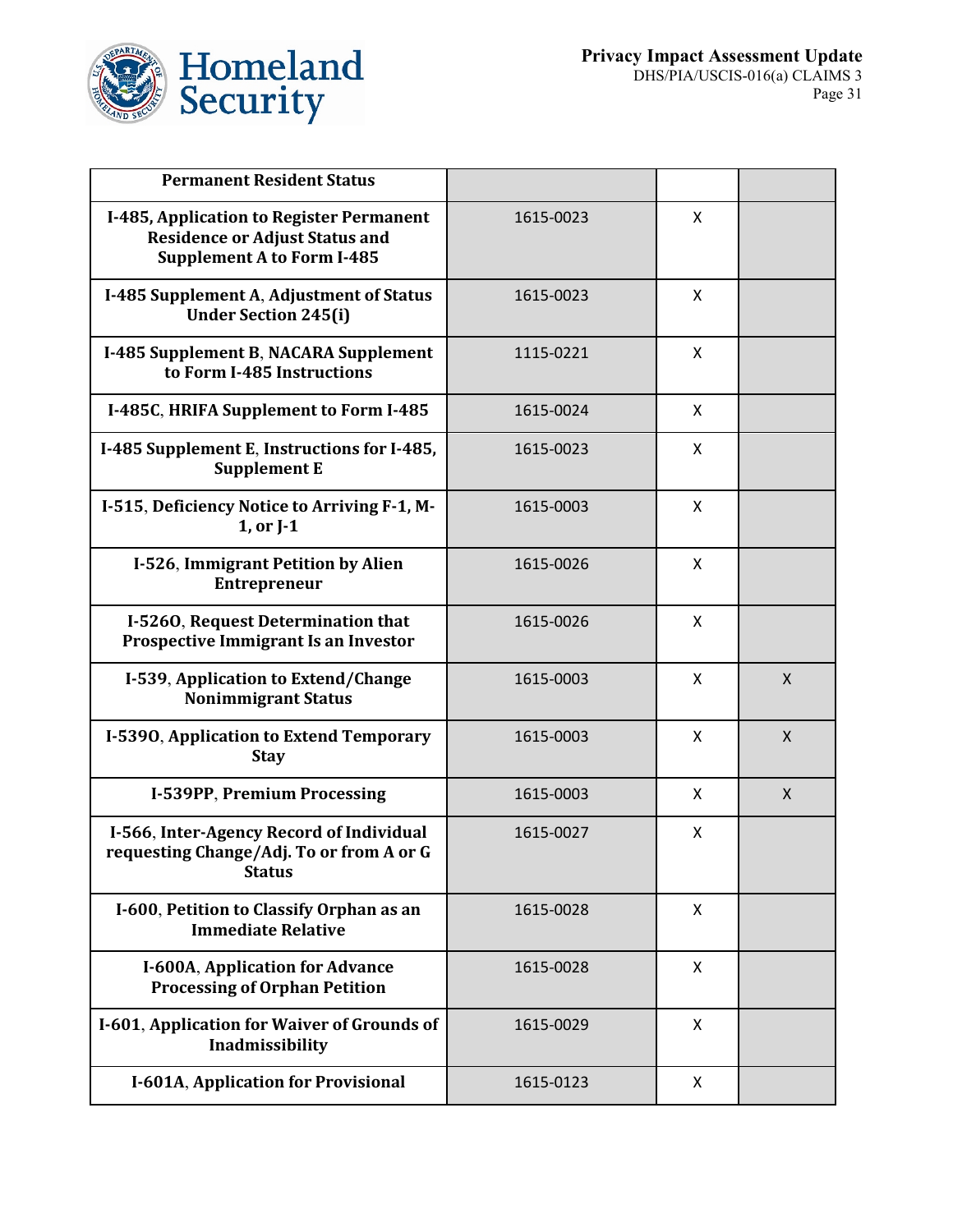| **Permanent Resident Status** | | | |
|---|---|---|---|
| **I-485, Application to Register Permanent Residence or Adjust Status and Supplement A to Form I-485** | 1615-0023 | X | |
| **I-485 Supplement A, Adjustment of Status Under Section 245(i)** | 1615-0023 | X | |
| **I-485 Supplement B, NACARA Supplement to Form I-485 Instructions** | 1115-0221 | X | |
| **I-485C, HRIFA Supplement to Form I-485** | 1615-0024 | X | |
| **I-485 Supplement E, Instructions for I-485, Supplement E** | 1615-0023 | X | |
| **I-515, Deficiency Notice to Arriving F-1, M-1, or J-1** | 1615-0003 | X | |
| **I-526, Immigrant Petition by Alien Entrepreneur** | 1615-0026 | X | |
| **I-526O, Request Determination that Prospective Immigrant Is an Investor** | 1615-0026 | X | |
| **I-539, Application to Extend/Change Nonimmigrant Status** | 1615-0003 | X | X |
| **I-539O, Application to Extend Temporary Stay** | 1615-0003 | X | X |
| **I-539PP, Premium Processing** | 1615-0003 | X | X |
| **I-566, Inter-Agency Record of Individual requesting Change/Adj. To or from A or G Status** | 1615-0027 | X | |
| **I-600, Petition to Classify Orphan as an Immediate Relative** | 1615-0028 | X | |
| **I-600A, Application for Advance Processing of Orphan Petition** | 1615-0028 | X | |
| **I-601, Application for Waiver of Grounds of Inadmissibility** | 1615-0029 | X | |
| **I-601A, Application for Provisional** | 1615-0123 | X | |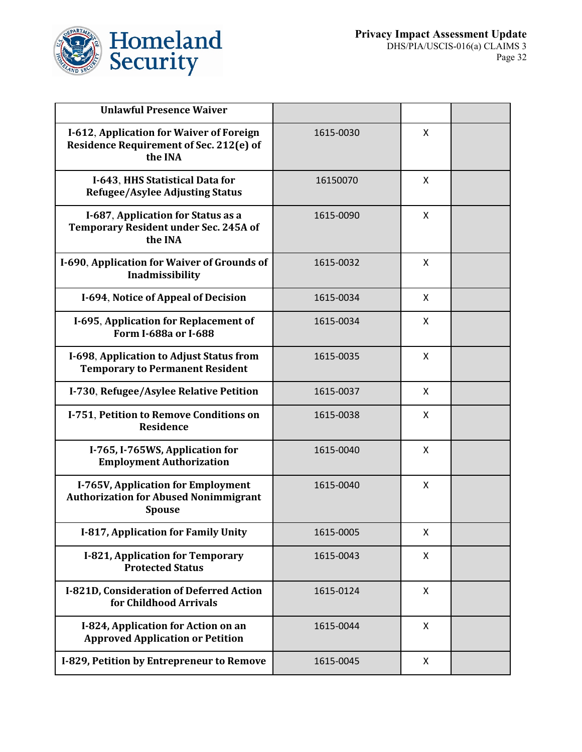| | | | |
|---|---|---|---|
| **Unlawful Presence Waiver** | | | |
| **I-612, Application for Waiver of Foreign Residence Requirement of Sec. 212(e) of the INA** | 1615-0030 | X | |
| **I-643, HHS Statistical Data for Refugee/Asylee Adjusting Status** | 16150070 | X | |
| **I-687, Application for Status as a Temporary Resident under Sec. 245A of the INA** | 1615-0090 | X | |
| **I-690, Application for Waiver of Grounds of Inadmissibility** | 1615-0032 | X | |
| **I-694, Notice of Appeal of Decision** | 1615-0034 | X | |
| **I-695, Application for Replacement of Form I-688a or I-688** | 1615-0034 | X | |
| **I-698, Application to Adjust Status from Temporary to Permanent Resident** | 1615-0035 | X | |
| **I-730, Refugee/Asylee Relative Petition** | 1615-0037 | X | |
| **I-751, Petition to Remove Conditions on Residence** | 1615-0038 | X | |
| **I-765, I-765WS, Application for Employment Authorization** | 1615-0040 | X | |
| **I-765V, Application for Employment Authorization for Abused Nonimmigrant Spouse** | 1615-0040 | X | |
| **I-817, Application for Family Unity** | 1615-0005 | X | |
| **I-821, Application for Temporary Protected Status** | 1615-0043 | X | |
| **I-821D, Consideration of Deferred Action for Childhood Arrivals** | 1615-0124 | X | |
| **I-824, Application for Action on an Approved Application or Petition** | 1615-0044 | X | |
| **I-829, Petition by Entrepreneur to Remove** | 1615-0045 | X | |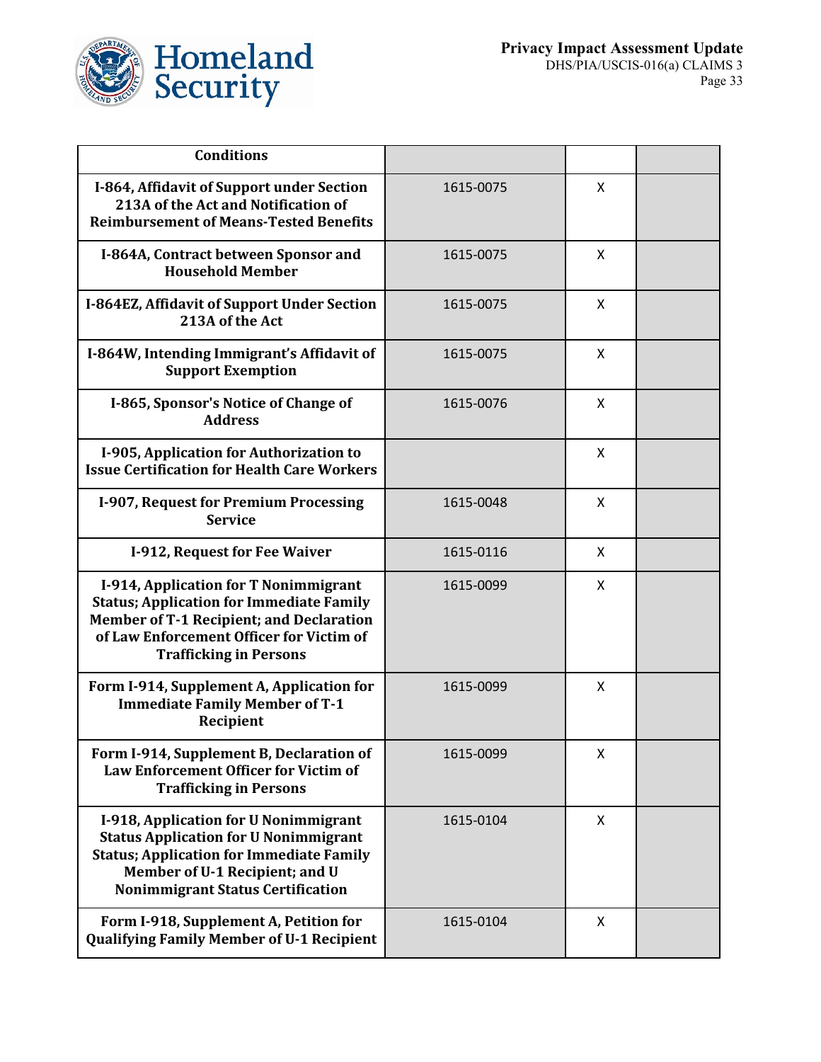| Conditions | | | |
|---|---|---|---|
| **I-864, Affidavit of Support under Section 213A of the Act and Notification of Reimbursement of Means-Tested Benefits** | 1615-0075 | X | |
| **I-864A, Contract between Sponsor and Household Member** | 1615-0075 | X | |
| **I-864EZ, Affidavit of Support Under Section 213A of the Act** | 1615-0075 | X | |
| **I-864W, Intending Immigrant's Affidavit of Support Exemption** | 1615-0075 | X | |
| **I-865, Sponsor's Notice of Change of Address** | 1615-0076 | X | |
| **I-905, Application for Authorization to Issue Certification for Health Care Workers** | | X | |
| **I-907, Request for Premium Processing Service** | 1615-0048 | X | |
| **I-912, Request for Fee Waiver** | 1615-0116 | X | |
| **I-914, Application for T Nonimmigrant Status; Application for Immediate Family Member of T-1 Recipient; and Declaration of Law Enforcement Officer for Victim of Trafficking in Persons** | 1615-0099 | X | |
| **Form I-914, Supplement A, Application for Immediate Family Member of T-1 Recipient** | 1615-0099 | X | |
| **Form I-914, Supplement B, Declaration of Law Enforcement Officer for Victim of Trafficking in Persons** | 1615-0099 | X | |
| **I-918, Application for U Nonimmigrant Status Application for U Nonimmigrant Status; Application for Immediate Family Member of U-1 Recipient; and U Nonimmigrant Status Certification** | 1615-0104 | X | |
| **Form I-918, Supplement A, Petition for Qualifying Family Member of U-1 Recipient** | 1615-0104 | X | |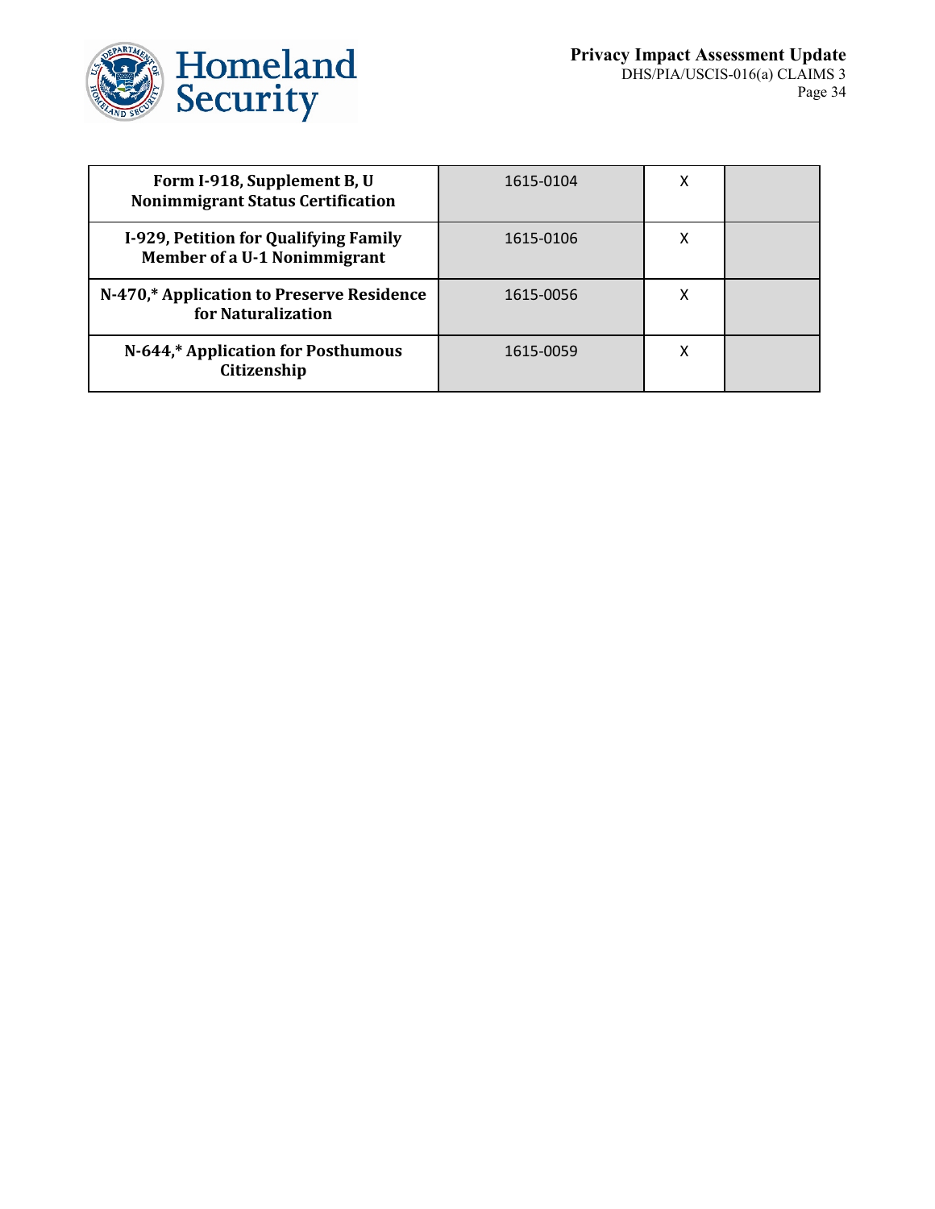| | | | |
|---|---|---|---|
| **Form I-918, Supplement B, U Nonimmigrant Status Certification** | 1615-0104 | X | |
| **I-929, Petition for Qualifying Family Member of a U-1 Nonimmigrant** | 1615-0106 | X | |
| **N-470,* Application to Preserve Residence for Naturalization** | 1615-0056 | X | |
| **N-644,* Application for Posthumous Citizenship** | 1615-0059 | X | |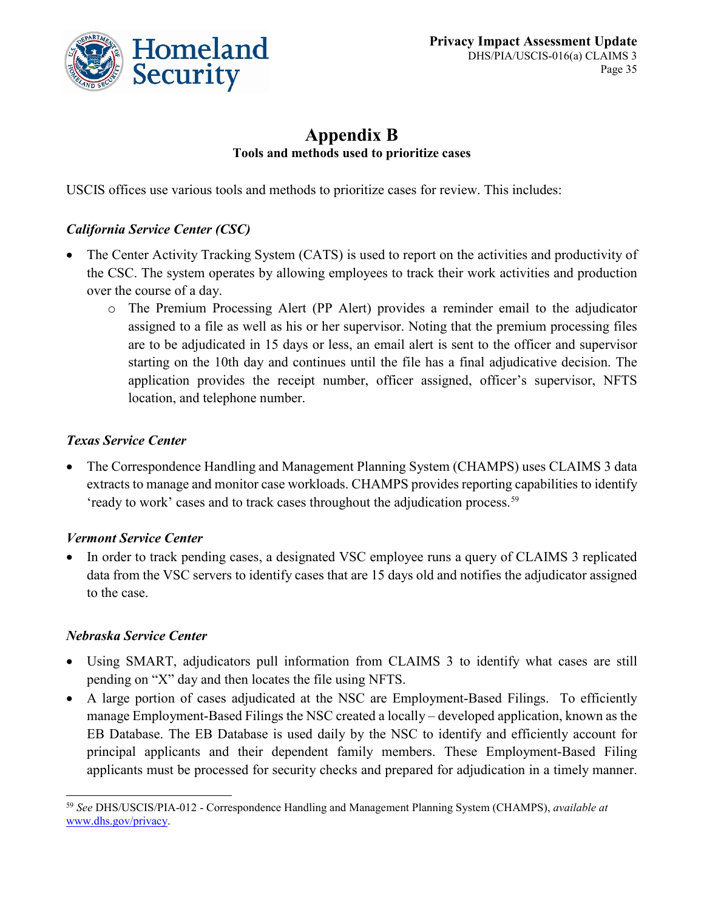# Appendix B

**Tools and methods used to prioritize cases**

USCIS offices use various tools and methods to prioritize cases for review. This includes:

### *California Service Center (CSC)*

- The Center Activity Tracking System (CATS) is used to report on the activities and productivity of the CSC. The system operates by allowing employees to track their work activities and production over the course of a day.
  - The Premium Processing Alert (PP Alert) provides a reminder email to the adjudicator assigned to a file as well as his or her supervisor. Noting that the premium processing files are to be adjudicated in 15 days or less, an email alert is sent to the officer and supervisor starting on the 10th day and continues until the file has a final adjudicative decision. The application provides the receipt number, officer assigned, officer's supervisor, NFTS location, and telephone number.

### *Texas Service Center*

- The Correspondence Handling and Management Planning System (CHAMPS) uses CLAIMS 3 data extracts to manage and monitor case workloads. CHAMPS provides reporting capabilities to identify 'ready to work' cases and to track cases throughout the adjudication process.[59]

### *Vermont Service Center*

- In order to track pending cases, a designated VSC employee runs a query of CLAIMS 3 replicated data from the VSC servers to identify cases that are 15 days old and notifies the adjudicator assigned to the case.

### *Nebraska Service Center*

- Using SMART, adjudicators pull information from CLAIMS 3 to identify what cases are still pending on "X" day and then locates the file using NFTS.
- A large portion of cases adjudicated at the NSC are Employment-Based Filings. To efficiently manage Employment-Based Filings the NSC created a locally – developed application, known as the EB Database. The EB Database is used daily by the NSC to identify and efficiently account for principal applicants and their dependent family members. These Employment-Based Filing applicants must be processed for security checks and prepared for adjudication in a timely manner.

---

[59] *See* DHS/USCIS/PIA-012 - Correspondence Handling and Management Planning System (CHAMPS), *available at* www.dhs.gov/privacy.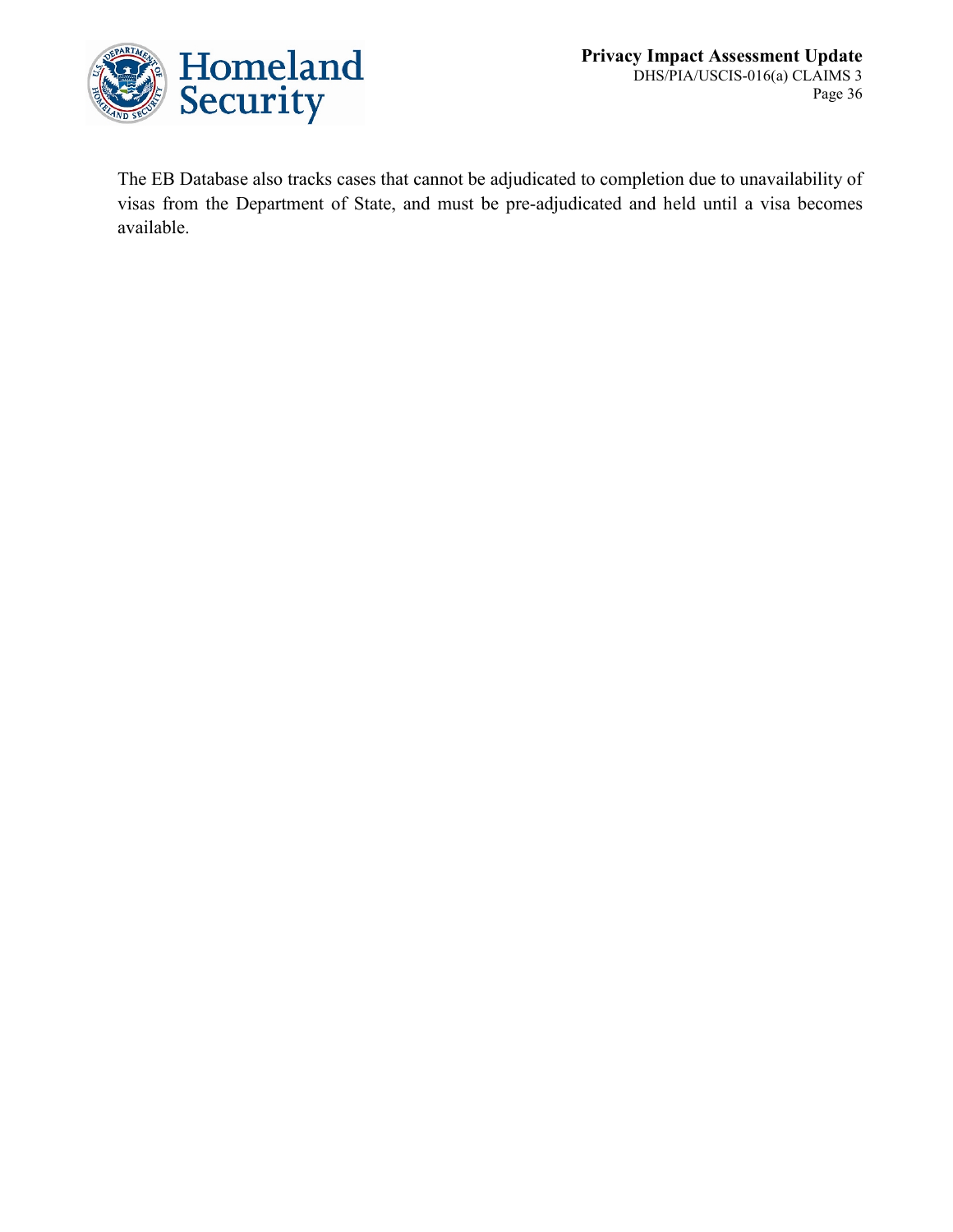The EB Database also tracks cases that cannot be adjudicated to completion due to unavailability of visas from the Department of State, and must be pre-adjudicated and held until a visa becomes available.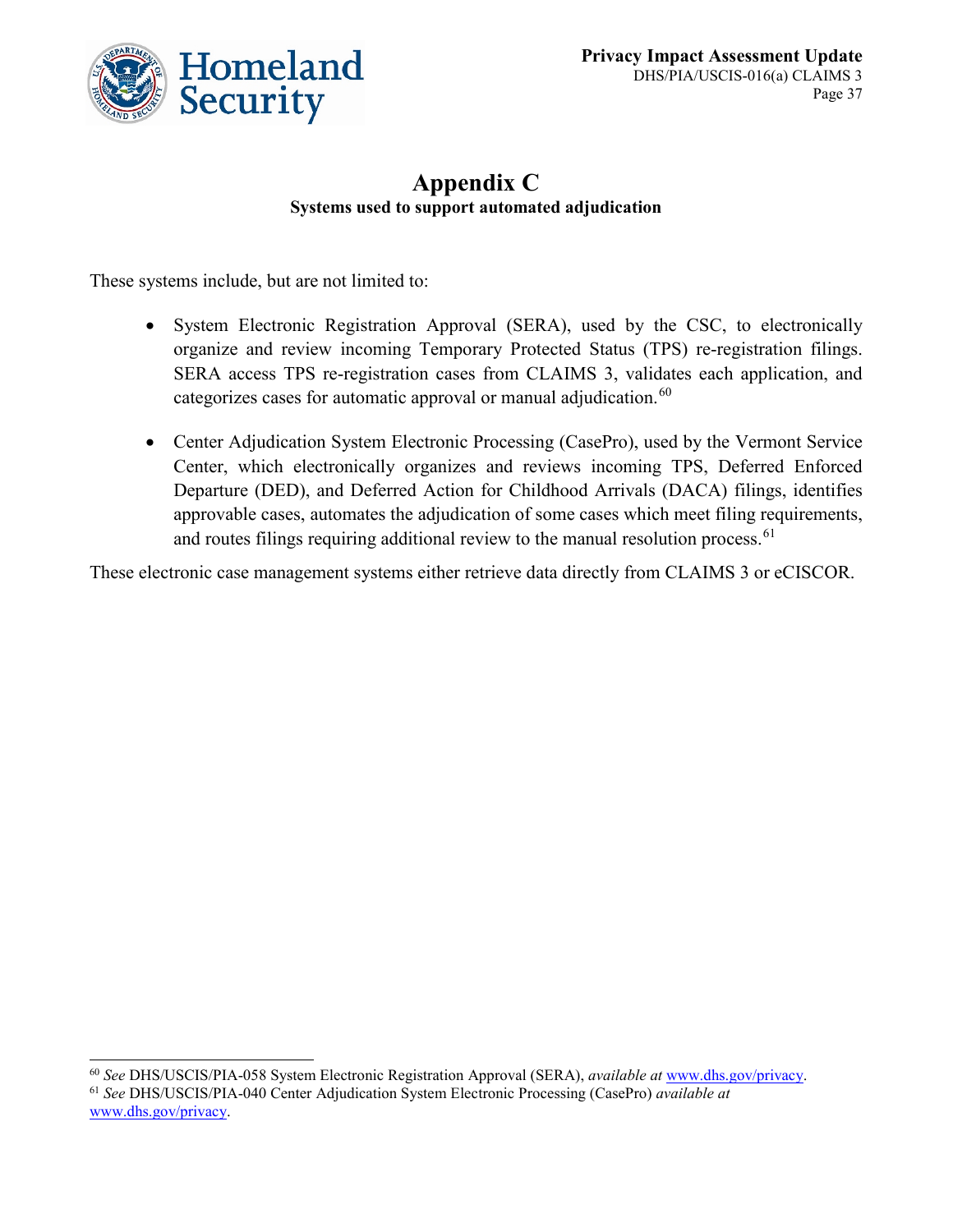# Appendix C

**Systems used to support automated adjudication**

These systems include, but are not limited to:

- System Electronic Registration Approval (SERA), used by the CSC, to electronically organize and review incoming Temporary Protected Status (TPS) re-registration filings. SERA access TPS re-registration cases from CLAIMS 3, validates each application, and categorizes cases for automatic approval or manual adjudication.[60]

- Center Adjudication System Electronic Processing (CasePro), used by the Vermont Service Center, which electronically organizes and reviews incoming TPS, Deferred Enforced Departure (DED), and Deferred Action for Childhood Arrivals (DACA) filings, identifies approvable cases, automates the adjudication of some cases which meet filing requirements, and routes filings requiring additional review to the manual resolution process.[61]

These electronic case management systems either retrieve data directly from CLAIMS 3 or eCISCOR.

---

[60] *See* DHS/USCIS/PIA-058 System Electronic Registration Approval (SERA), *available at* www.dhs.gov/privacy.

[61] *See* DHS/USCIS/PIA-040 Center Adjudication System Electronic Processing (CasePro) *available at* www.dhs.gov/privacy.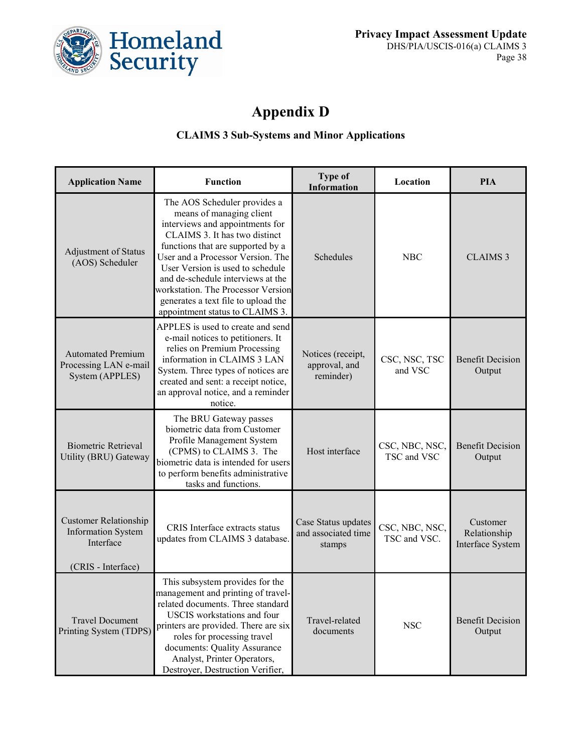# Appendix D

### CLAIMS 3 Sub-Systems and Minor Applications

| Application Name | Function | Type of Information | Location | PIA |
|---|---|---|---|---|
| Adjustment of Status (AOS) Scheduler | The AOS Scheduler provides a means of managing client interviews and appointments for CLAIMS 3. It has two distinct functions that are supported by a User and a Processor Version. The User Version is used to schedule and de-schedule interviews at the workstation. The Processor Version generates a text file to upload the appointment status to CLAIMS 3. | Schedules | NBC | CLAIMS 3 |
| Automated Premium Processing LAN e-mail System (APPLES) | APPLES is used to create and send e-mail notices to petitioners. It relies on Premium Processing information in CLAIMS 3 LAN System. Three types of notices are created and sent: a receipt notice, an approval notice, and a reminder notice. | Notices (receipt, approval, and reminder) | CSC, NSC, TSC and VSC | Benefit Decision Output |
| Biometric Retrieval Utility (BRU) Gateway | The BRU Gateway passes biometric data from Customer Profile Management System (CPMS) to CLAIMS 3. The biometric data is intended for users to perform benefits administrative tasks and functions. | Host interface | CSC, NBC, NSC, TSC and VSC | Benefit Decision Output |
| Customer Relationship Information System Interface<br><br>(CRIS - Interface) | CRIS Interface extracts status updates from CLAIMS 3 database. | Case Status updates and associated time stamps | CSC, NBC, NSC, TSC and VSC. | Customer Relationship Interface System |
| Travel Document Printing System (TDPS) | This subsystem provides for the management and printing of travel-related documents. Three standard USCIS workstations and four printers are provided. There are six roles for processing travel documents: Quality Assurance Analyst, Printer Operators, Destroyer, Destruction Verifier, | Travel-related documents | NSC | Benefit Decision Output |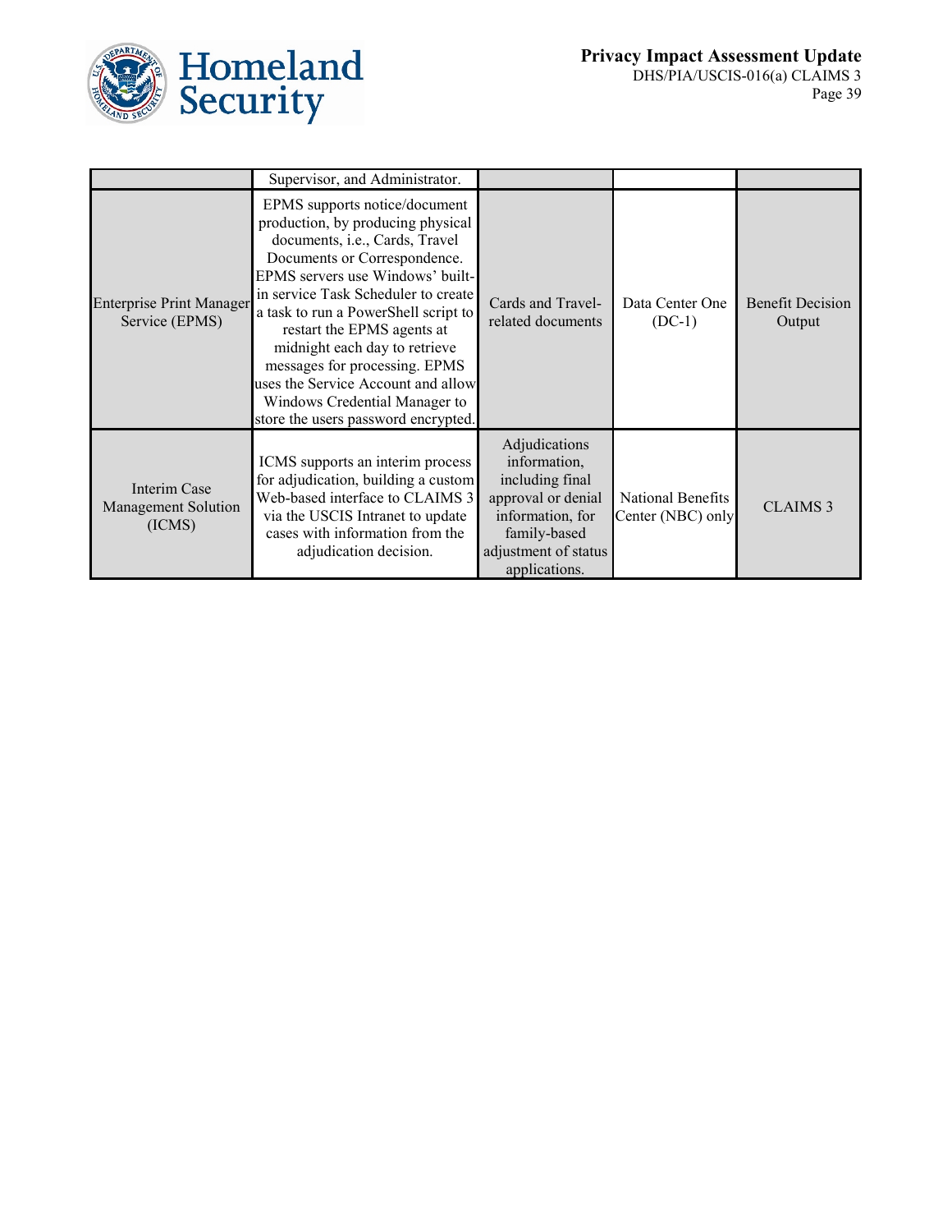| | | | | |
|---|---|---|---|---|
| | Supervisor, and Administrator. | | | |
| Enterprise Print Manager Service (EPMS) | EPMS supports notice/document production, by producing physical documents, i.e., Cards, Travel Documents or Correspondence. EPMS servers use Windows' built-in service Task Scheduler to create a task to run a PowerShell script to restart the EPMS agents at midnight each day to retrieve messages for processing. EPMS uses the Service Account and allow Windows Credential Manager to store the users password encrypted. | Cards and Travel-related documents | Data Center One (DC-1) | Benefit Decision Output |
| Interim Case Management Solution (ICMS) | ICMS supports an interim process for adjudication, building a custom Web-based interface to CLAIMS 3 via the USCIS Intranet to update cases with information from the adjudication decision. | Adjudications information, including final approval or denial information, for family-based adjustment of status applications. | National Benefits Center (NBC) only | CLAIMS 3 |